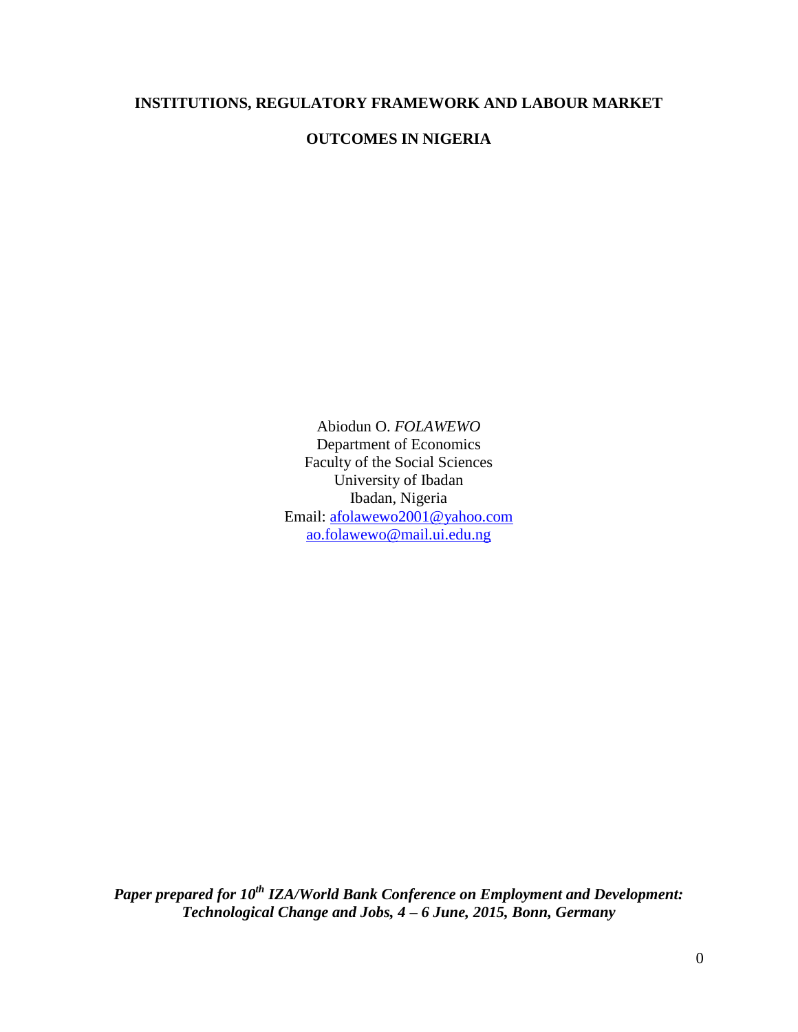# INSTITUTIONS, REGULATORY FRAMEWORK AND LABOUR MARKET OUTCOMES IN NIGERIA

Abiodun O. *FOLAWEWO*
Department of Economics
Faculty of the Social Sciences
University of Ibadan
Ibadan, Nigeria
Email: afolawewo2001@yahoo.com
ao.folawewo@mail.ui.edu.ng

***Paper prepared for 10th IZA/World Bank Conference on Employment and Development: Technological Change and Jobs, 4 – 6 June, 2015, Bonn, Germany***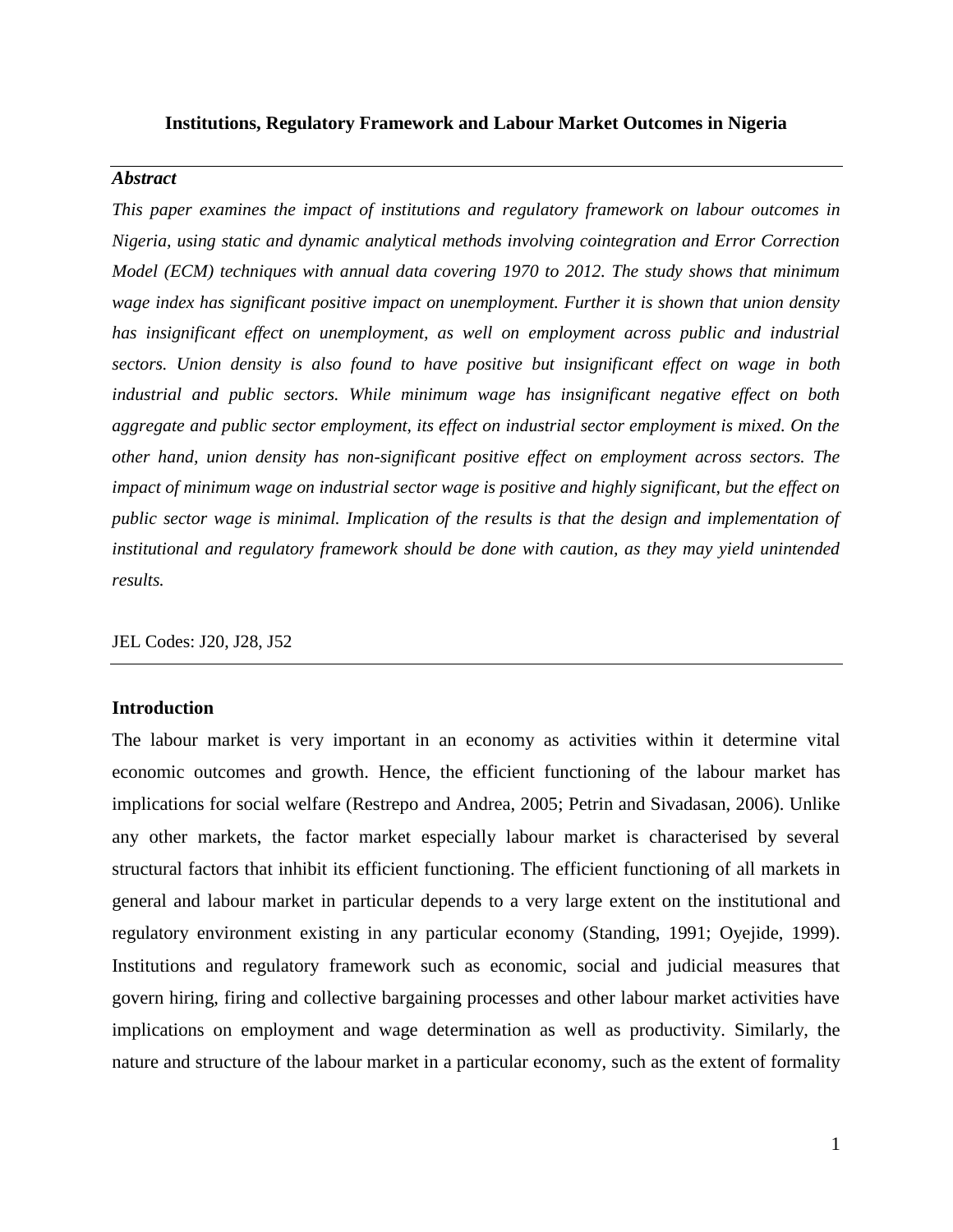**Institutions, Regulatory Framework and Labour Market Outcomes in Nigeria**

***Abstract***

*This paper examines the impact of institutions and regulatory framework on labour outcomes in Nigeria, using static and dynamic analytical methods involving cointegration and Error Correction Model (ECM) techniques with annual data covering 1970 to 2012. The study shows that minimum wage index has significant positive impact on unemployment. Further it is shown that union density has insignificant effect on unemployment, as well on employment across public and industrial sectors. Union density is also found to have positive but insignificant effect on wage in both industrial and public sectors. While minimum wage has insignificant negative effect on both aggregate and public sector employment, its effect on industrial sector employment is mixed. On the other hand, union density has non-significant positive effect on employment across sectors. The impact of minimum wage on industrial sector wage is positive and highly significant, but the effect on public sector wage is minimal. Implication of the results is that the design and implementation of institutional and regulatory framework should be done with caution, as they may yield unintended results.*

JEL Codes: J20, J28, J52

## Introduction

The labour market is very important in an economy as activities within it determine vital economic outcomes and growth. Hence, the efficient functioning of the labour market has implications for social welfare (Restrepo and Andrea, 2005; Petrin and Sivadasan, 2006). Unlike any other markets, the factor market especially labour market is characterised by several structural factors that inhibit its efficient functioning. The efficient functioning of all markets in general and labour market in particular depends to a very large extent on the institutional and regulatory environment existing in any particular economy (Standing, 1991; Oyejide, 1999). Institutions and regulatory framework such as economic, social and judicial measures that govern hiring, firing and collective bargaining processes and other labour market activities have implications on employment and wage determination as well as productivity. Similarly, the nature and structure of the labour market in a particular economy, such as the extent of formality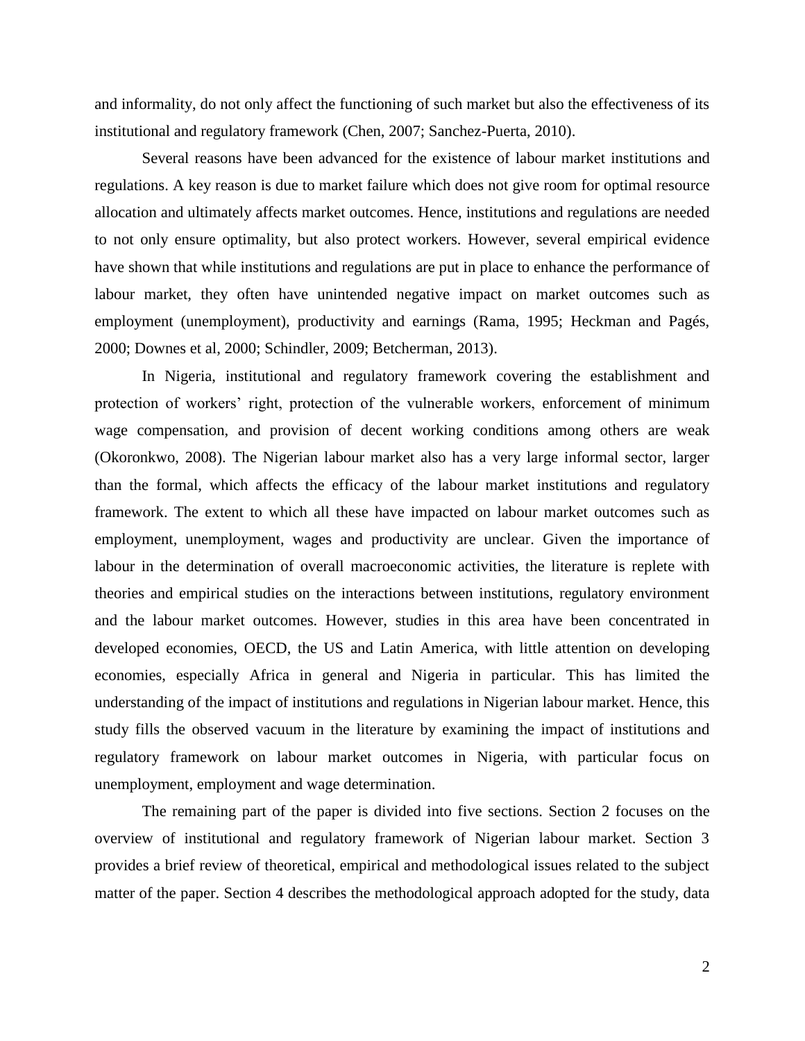and informality, do not only affect the functioning of such market but also the effectiveness of its institutional and regulatory framework (Chen, 2007; Sanchez-Puerta, 2010).

Several reasons have been advanced for the existence of labour market institutions and regulations. A key reason is due to market failure which does not give room for optimal resource allocation and ultimately affects market outcomes. Hence, institutions and regulations are needed to not only ensure optimality, but also protect workers. However, several empirical evidence have shown that while institutions and regulations are put in place to enhance the performance of labour market, they often have unintended negative impact on market outcomes such as employment (unemployment), productivity and earnings (Rama, 1995; Heckman and Pagés, 2000; Downes et al, 2000; Schindler, 2009; Betcherman, 2013).

In Nigeria, institutional and regulatory framework covering the establishment and protection of workers' right, protection of the vulnerable workers, enforcement of minimum wage compensation, and provision of decent working conditions among others are weak (Okoronkwo, 2008). The Nigerian labour market also has a very large informal sector, larger than the formal, which affects the efficacy of the labour market institutions and regulatory framework. The extent to which all these have impacted on labour market outcomes such as employment, unemployment, wages and productivity are unclear. Given the importance of labour in the determination of overall macroeconomic activities, the literature is replete with theories and empirical studies on the interactions between institutions, regulatory environment and the labour market outcomes. However, studies in this area have been concentrated in developed economies, OECD, the US and Latin America, with little attention on developing economies, especially Africa in general and Nigeria in particular. This has limited the understanding of the impact of institutions and regulations in Nigerian labour market. Hence, this study fills the observed vacuum in the literature by examining the impact of institutions and regulatory framework on labour market outcomes in Nigeria, with particular focus on unemployment, employment and wage determination.

The remaining part of the paper is divided into five sections. Section 2 focuses on the overview of institutional and regulatory framework of Nigerian labour market. Section 3 provides a brief review of theoretical, empirical and methodological issues related to the subject matter of the paper. Section 4 describes the methodological approach adopted for the study, data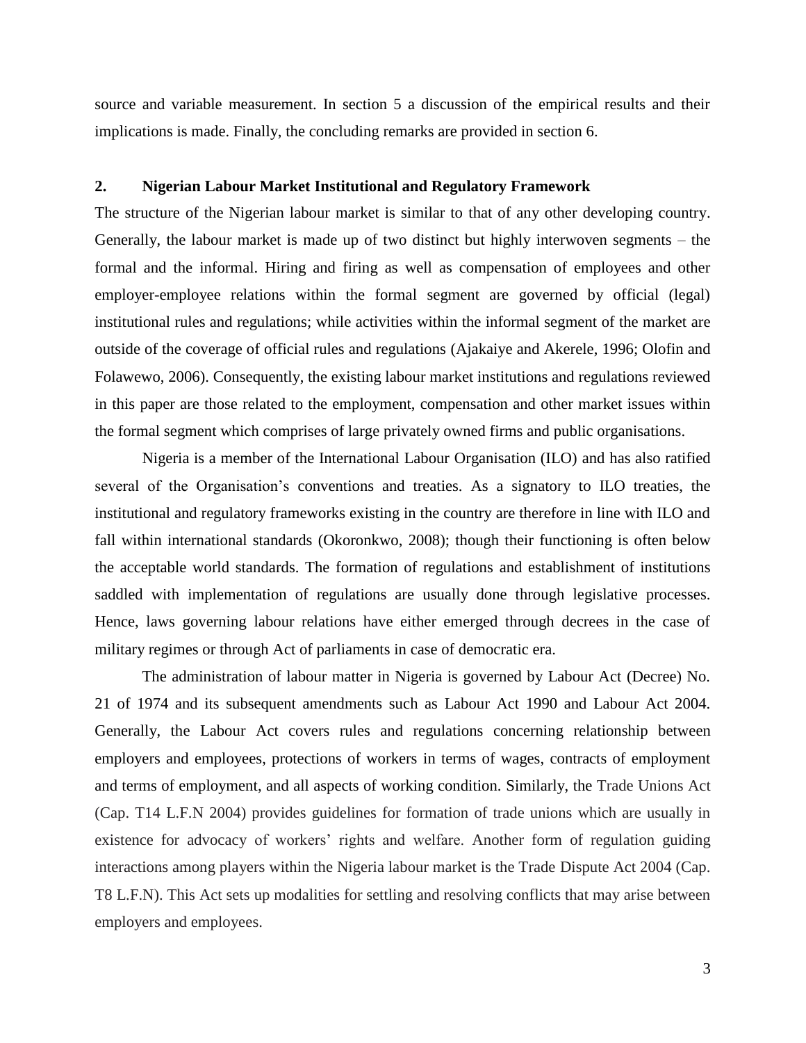source and variable measurement. In section 5 a discussion of the empirical results and their implications is made. Finally, the concluding remarks are provided in section 6.

## 2. Nigerian Labour Market Institutional and Regulatory Framework

The structure of the Nigerian labour market is similar to that of any other developing country. Generally, the labour market is made up of two distinct but highly interwoven segments – the formal and the informal. Hiring and firing as well as compensation of employees and other employer-employee relations within the formal segment are governed by official (legal) institutional rules and regulations; while activities within the informal segment of the market are outside of the coverage of official rules and regulations (Ajakaiye and Akerele, 1996; Olofin and Folawewo, 2006). Consequently, the existing labour market institutions and regulations reviewed in this paper are those related to the employment, compensation and other market issues within the formal segment which comprises of large privately owned firms and public organisations.

Nigeria is a member of the International Labour Organisation (ILO) and has also ratified several of the Organisation's conventions and treaties. As a signatory to ILO treaties, the institutional and regulatory frameworks existing in the country are therefore in line with ILO and fall within international standards (Okoronkwo, 2008); though their functioning is often below the acceptable world standards. The formation of regulations and establishment of institutions saddled with implementation of regulations are usually done through legislative processes. Hence, laws governing labour relations have either emerged through decrees in the case of military regimes or through Act of parliaments in case of democratic era.

The administration of labour matter in Nigeria is governed by Labour Act (Decree) No. 21 of 1974 and its subsequent amendments such as Labour Act 1990 and Labour Act 2004. Generally, the Labour Act covers rules and regulations concerning relationship between employers and employees, protections of workers in terms of wages, contracts of employment and terms of employment, and all aspects of working condition. Similarly, the Trade Unions Act (Cap. T14 L.F.N 2004) provides guidelines for formation of trade unions which are usually in existence for advocacy of workers' rights and welfare. Another form of regulation guiding interactions among players within the Nigeria labour market is the Trade Dispute Act 2004 (Cap. T8 L.F.N). This Act sets up modalities for settling and resolving conflicts that may arise between employers and employees.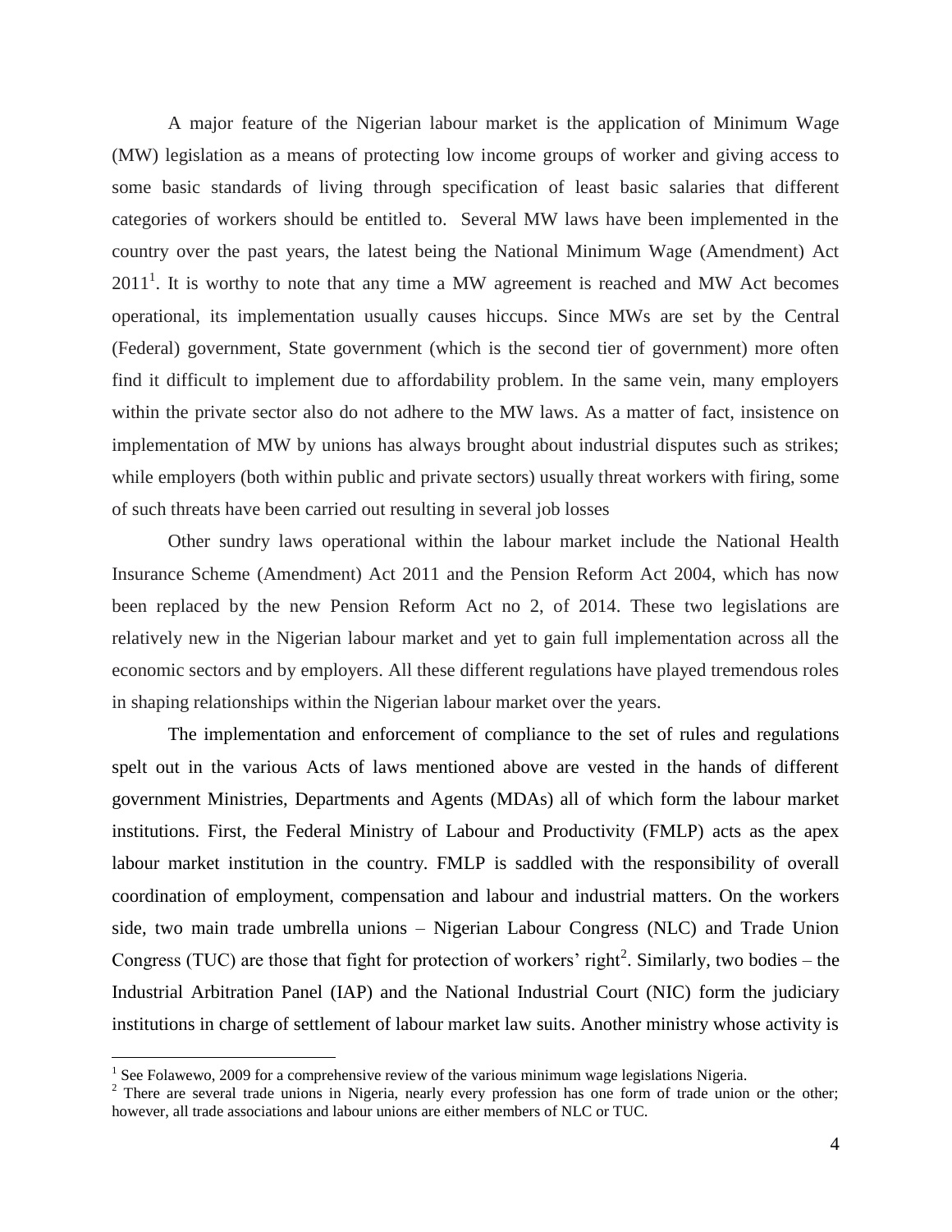A major feature of the Nigerian labour market is the application of Minimum Wage (MW) legislation as a means of protecting low income groups of worker and giving access to some basic standards of living through specification of least basic salaries that different categories of workers should be entitled to. Several MW laws have been implemented in the country over the past years, the latest being the National Minimum Wage (Amendment) Act 2011[1]. It is worthy to note that any time a MW agreement is reached and MW Act becomes operational, its implementation usually causes hiccups. Since MWs are set by the Central (Federal) government, State government (which is the second tier of government) more often find it difficult to implement due to affordability problem. In the same vein, many employers within the private sector also do not adhere to the MW laws. As a matter of fact, insistence on implementation of MW by unions has always brought about industrial disputes such as strikes; while employers (both within public and private sectors) usually threat workers with firing, some of such threats have been carried out resulting in several job losses

Other sundry laws operational within the labour market include the National Health Insurance Scheme (Amendment) Act 2011 and the Pension Reform Act 2004, which has now been replaced by the new Pension Reform Act no 2, of 2014. These two legislations are relatively new in the Nigerian labour market and yet to gain full implementation across all the economic sectors and by employers. All these different regulations have played tremendous roles in shaping relationships within the Nigerian labour market over the years.

The implementation and enforcement of compliance to the set of rules and regulations spelt out in the various Acts of laws mentioned above are vested in the hands of different government Ministries, Departments and Agents (MDAs) all of which form the labour market institutions. First, the Federal Ministry of Labour and Productivity (FMLP) acts as the apex labour market institution in the country. FMLP is saddled with the responsibility of overall coordination of employment, compensation and labour and industrial matters. On the workers side, two main trade umbrella unions – Nigerian Labour Congress (NLC) and Trade Union Congress (TUC) are those that fight for protection of workers' right[2]. Similarly, two bodies – the Industrial Arbitration Panel (IAP) and the National Industrial Court (NIC) form the judiciary institutions in charge of settlement of labour market law suits. Another ministry whose activity is

---

[1] See Folawewo, 2009 for a comprehensive review of the various minimum wage legislations Nigeria.

[2] There are several trade unions in Nigeria, nearly every profession has one form of trade union or the other; however, all trade associations and labour unions are either members of NLC or TUC.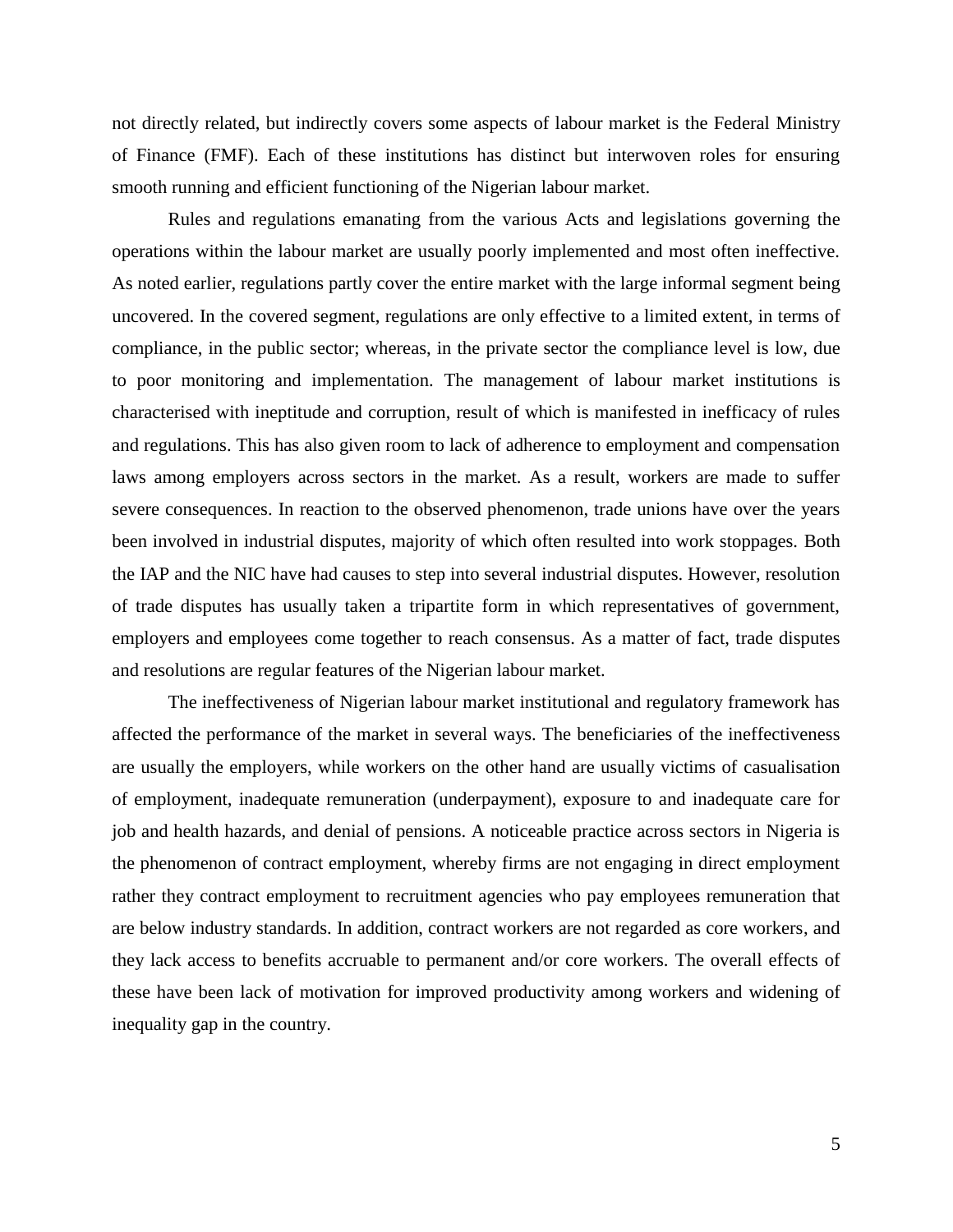not directly related, but indirectly covers some aspects of labour market is the Federal Ministry of Finance (FMF). Each of these institutions has distinct but interwoven roles for ensuring smooth running and efficient functioning of the Nigerian labour market.

Rules and regulations emanating from the various Acts and legislations governing the operations within the labour market are usually poorly implemented and most often ineffective. As noted earlier, regulations partly cover the entire market with the large informal segment being uncovered. In the covered segment, regulations are only effective to a limited extent, in terms of compliance, in the public sector; whereas, in the private sector the compliance level is low, due to poor monitoring and implementation. The management of labour market institutions is characterised with ineptitude and corruption, result of which is manifested in inefficacy of rules and regulations. This has also given room to lack of adherence to employment and compensation laws among employers across sectors in the market. As a result, workers are made to suffer severe consequences. In reaction to the observed phenomenon, trade unions have over the years been involved in industrial disputes, majority of which often resulted into work stoppages. Both the IAP and the NIC have had causes to step into several industrial disputes. However, resolution of trade disputes has usually taken a tripartite form in which representatives of government, employers and employees come together to reach consensus. As a matter of fact, trade disputes and resolutions are regular features of the Nigerian labour market.

The ineffectiveness of Nigerian labour market institutional and regulatory framework has affected the performance of the market in several ways. The beneficiaries of the ineffectiveness are usually the employers, while workers on the other hand are usually victims of casualisation of employment, inadequate remuneration (underpayment), exposure to and inadequate care for job and health hazards, and denial of pensions. A noticeable practice across sectors in Nigeria is the phenomenon of contract employment, whereby firms are not engaging in direct employment rather they contract employment to recruitment agencies who pay employees remuneration that are below industry standards. In addition, contract workers are not regarded as core workers, and they lack access to benefits accruable to permanent and/or core workers. The overall effects of these have been lack of motivation for improved productivity among workers and widening of inequality gap in the country.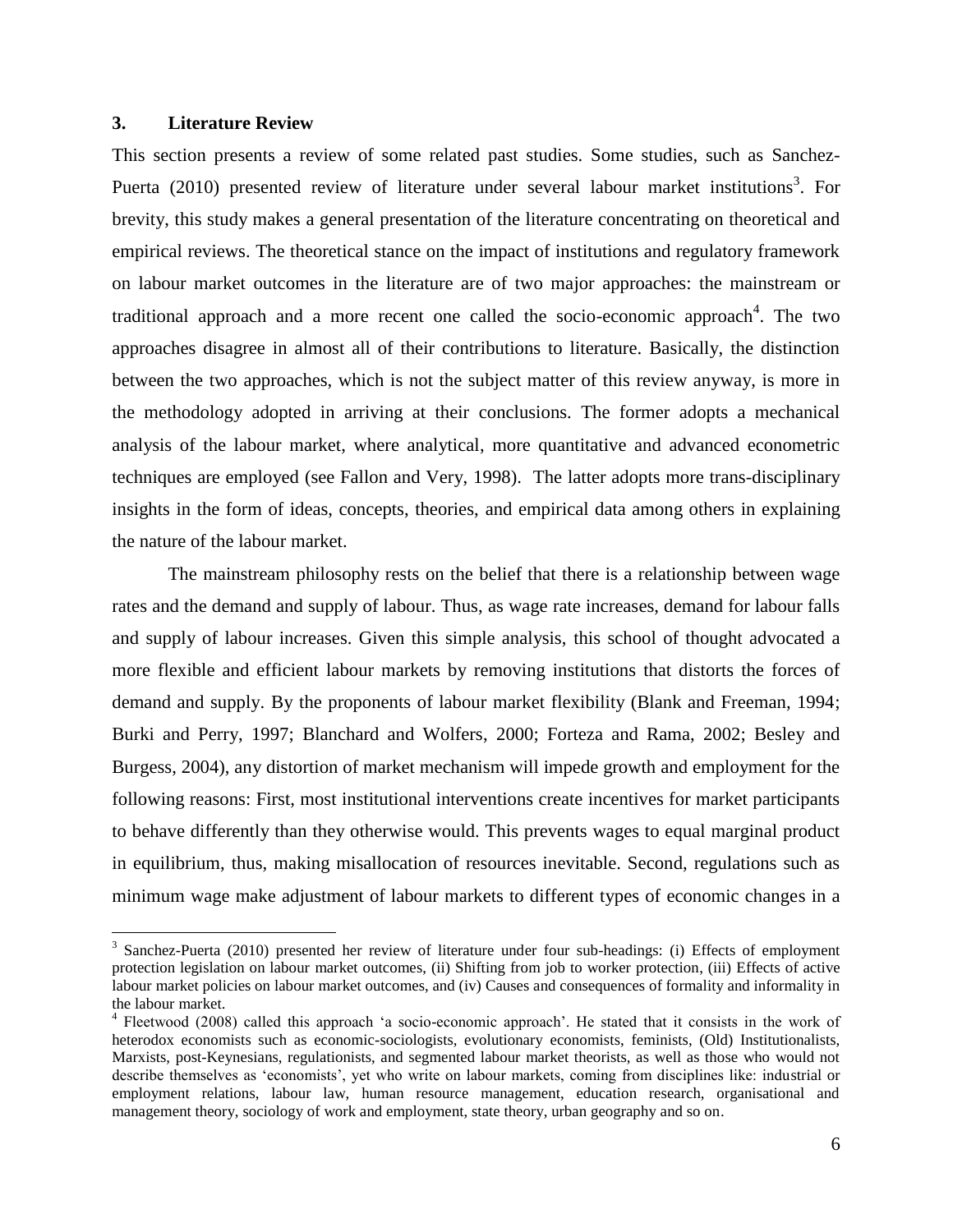## 3. Literature Review

This section presents a review of some related past studies. Some studies, such as Sanchez-Puerta (2010) presented review of literature under several labour market institutions[3]. For brevity, this study makes a general presentation of the literature concentrating on theoretical and empirical reviews. The theoretical stance on the impact of institutions and regulatory framework on labour market outcomes in the literature are of two major approaches: the mainstream or traditional approach and a more recent one called the socio-economic approach[4]. The two approaches disagree in almost all of their contributions to literature. Basically, the distinction between the two approaches, which is not the subject matter of this review anyway, is more in the methodology adopted in arriving at their conclusions. The former adopts a mechanical analysis of the labour market, where analytical, more quantitative and advanced econometric techniques are employed (see Fallon and Very, 1998). The latter adopts more trans-disciplinary insights in the form of ideas, concepts, theories, and empirical data among others in explaining the nature of the labour market.

The mainstream philosophy rests on the belief that there is a relationship between wage rates and the demand and supply of labour. Thus, as wage rate increases, demand for labour falls and supply of labour increases. Given this simple analysis, this school of thought advocated a more flexible and efficient labour markets by removing institutions that distorts the forces of demand and supply. By the proponents of labour market flexibility (Blank and Freeman, 1994; Burki and Perry, 1997; Blanchard and Wolfers, 2000; Forteza and Rama, 2002; Besley and Burgess, 2004), any distortion of market mechanism will impede growth and employment for the following reasons: First, most institutional interventions create incentives for market participants to behave differently than they otherwise would. This prevents wages to equal marginal product in equilibrium, thus, making misallocation of resources inevitable. Second, regulations such as minimum wage make adjustment of labour markets to different types of economic changes in a

---

[3] Sanchez-Puerta (2010) presented her review of literature under four sub-headings: (i) Effects of employment protection legislation on labour market outcomes, (ii) Shifting from job to worker protection, (iii) Effects of active labour market policies on labour market outcomes, and (iv) Causes and consequences of formality and informality in the labour market.

[4] Fleetwood (2008) called this approach 'a socio-economic approach'. He stated that it consists in the work of heterodox economists such as economic-sociologists, evolutionary economists, feminists, (Old) Institutionalists, Marxists, post-Keynesians, regulationists, and segmented labour market theorists, as well as those who would not describe themselves as 'economists', yet who write on labour markets, coming from disciplines like: industrial or employment relations, labour law, human resource management, education research, organisational and management theory, sociology of work and employment, state theory, urban geography and so on.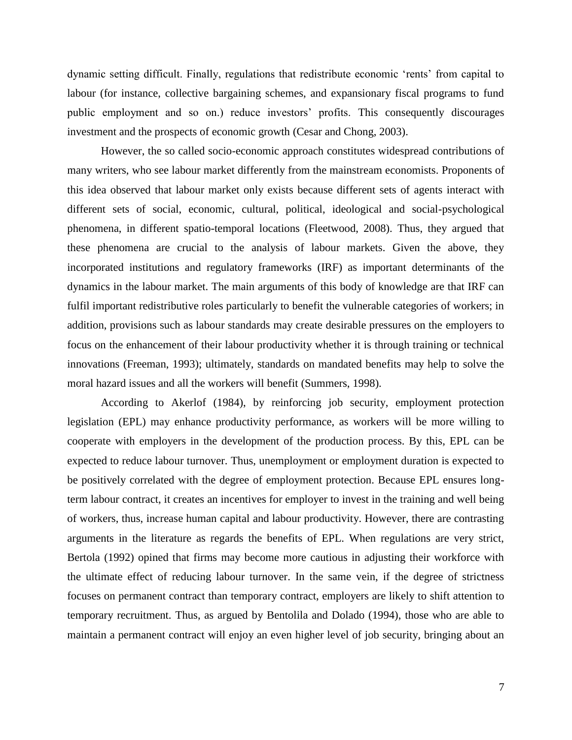dynamic setting difficult. Finally, regulations that redistribute economic 'rents' from capital to labour (for instance, collective bargaining schemes, and expansionary fiscal programs to fund public employment and so on.) reduce investors' profits. This consequently discourages investment and the prospects of economic growth (Cesar and Chong, 2003).

However, the so called socio-economic approach constitutes widespread contributions of many writers, who see labour market differently from the mainstream economists. Proponents of this idea observed that labour market only exists because different sets of agents interact with different sets of social, economic, cultural, political, ideological and social-psychological phenomena, in different spatio-temporal locations (Fleetwood, 2008). Thus, they argued that these phenomena are crucial to the analysis of labour markets. Given the above, they incorporated institutions and regulatory frameworks (IRF) as important determinants of the dynamics in the labour market. The main arguments of this body of knowledge are that IRF can fulfil important redistributive roles particularly to benefit the vulnerable categories of workers; in addition, provisions such as labour standards may create desirable pressures on the employers to focus on the enhancement of their labour productivity whether it is through training or technical innovations (Freeman, 1993); ultimately, standards on mandated benefits may help to solve the moral hazard issues and all the workers will benefit (Summers, 1998).

According to Akerlof (1984), by reinforcing job security, employment protection legislation (EPL) may enhance productivity performance, as workers will be more willing to cooperate with employers in the development of the production process. By this, EPL can be expected to reduce labour turnover. Thus, unemployment or employment duration is expected to be positively correlated with the degree of employment protection. Because EPL ensures long-term labour contract, it creates an incentives for employer to invest in the training and well being of workers, thus, increase human capital and labour productivity. However, there are contrasting arguments in the literature as regards the benefits of EPL. When regulations are very strict, Bertola (1992) opined that firms may become more cautious in adjusting their workforce with the ultimate effect of reducing labour turnover. In the same vein, if the degree of strictness focuses on permanent contract than temporary contract, employers are likely to shift attention to temporary recruitment. Thus, as argued by Bentolila and Dolado (1994), those who are able to maintain a permanent contract will enjoy an even higher level of job security, bringing about an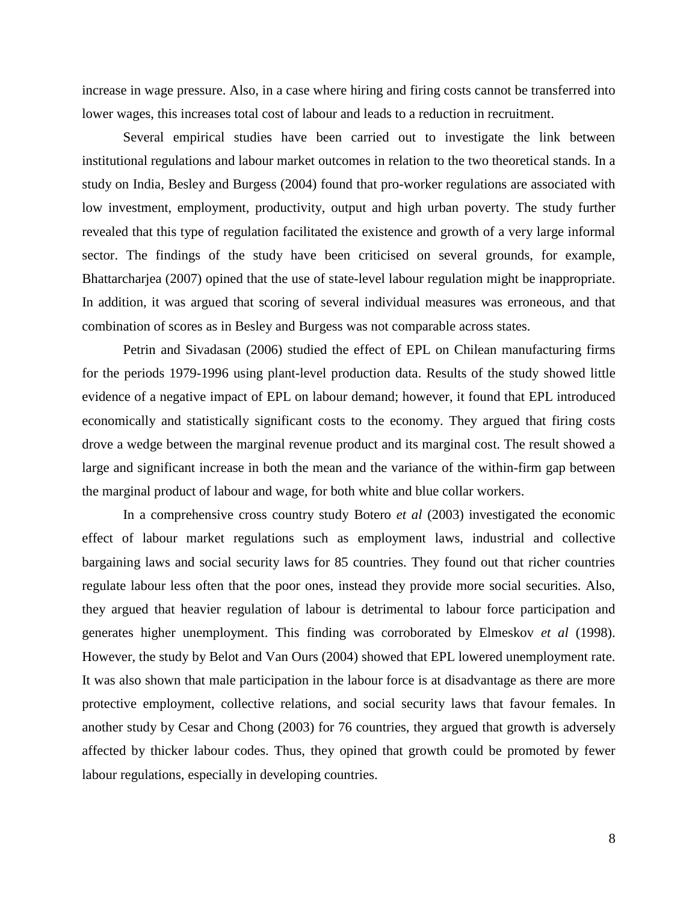increase in wage pressure. Also, in a case where hiring and firing costs cannot be transferred into lower wages, this increases total cost of labour and leads to a reduction in recruitment.

Several empirical studies have been carried out to investigate the link between institutional regulations and labour market outcomes in relation to the two theoretical stands. In a study on India, Besley and Burgess (2004) found that pro-worker regulations are associated with low investment, employment, productivity, output and high urban poverty. The study further revealed that this type of regulation facilitated the existence and growth of a very large informal sector. The findings of the study have been criticised on several grounds, for example, Bhattarcharjea (2007) opined that the use of state-level labour regulation might be inappropriate. In addition, it was argued that scoring of several individual measures was erroneous, and that combination of scores as in Besley and Burgess was not comparable across states.

Petrin and Sivadasan (2006) studied the effect of EPL on Chilean manufacturing firms for the periods 1979-1996 using plant-level production data. Results of the study showed little evidence of a negative impact of EPL on labour demand; however, it found that EPL introduced economically and statistically significant costs to the economy. They argued that firing costs drove a wedge between the marginal revenue product and its marginal cost. The result showed a large and significant increase in both the mean and the variance of the within-firm gap between the marginal product of labour and wage, for both white and blue collar workers.

In a comprehensive cross country study Botero *et al* (2003) investigated the economic effect of labour market regulations such as employment laws, industrial and collective bargaining laws and social security laws for 85 countries. They found out that richer countries regulate labour less often that the poor ones, instead they provide more social securities. Also, they argued that heavier regulation of labour is detrimental to labour force participation and generates higher unemployment. This finding was corroborated by Elmeskov *et al* (1998). However, the study by Belot and Van Ours (2004) showed that EPL lowered unemployment rate. It was also shown that male participation in the labour force is at disadvantage as there are more protective employment, collective relations, and social security laws that favour females. In another study by Cesar and Chong (2003) for 76 countries, they argued that growth is adversely affected by thicker labour codes. Thus, they opined that growth could be promoted by fewer labour regulations, especially in developing countries.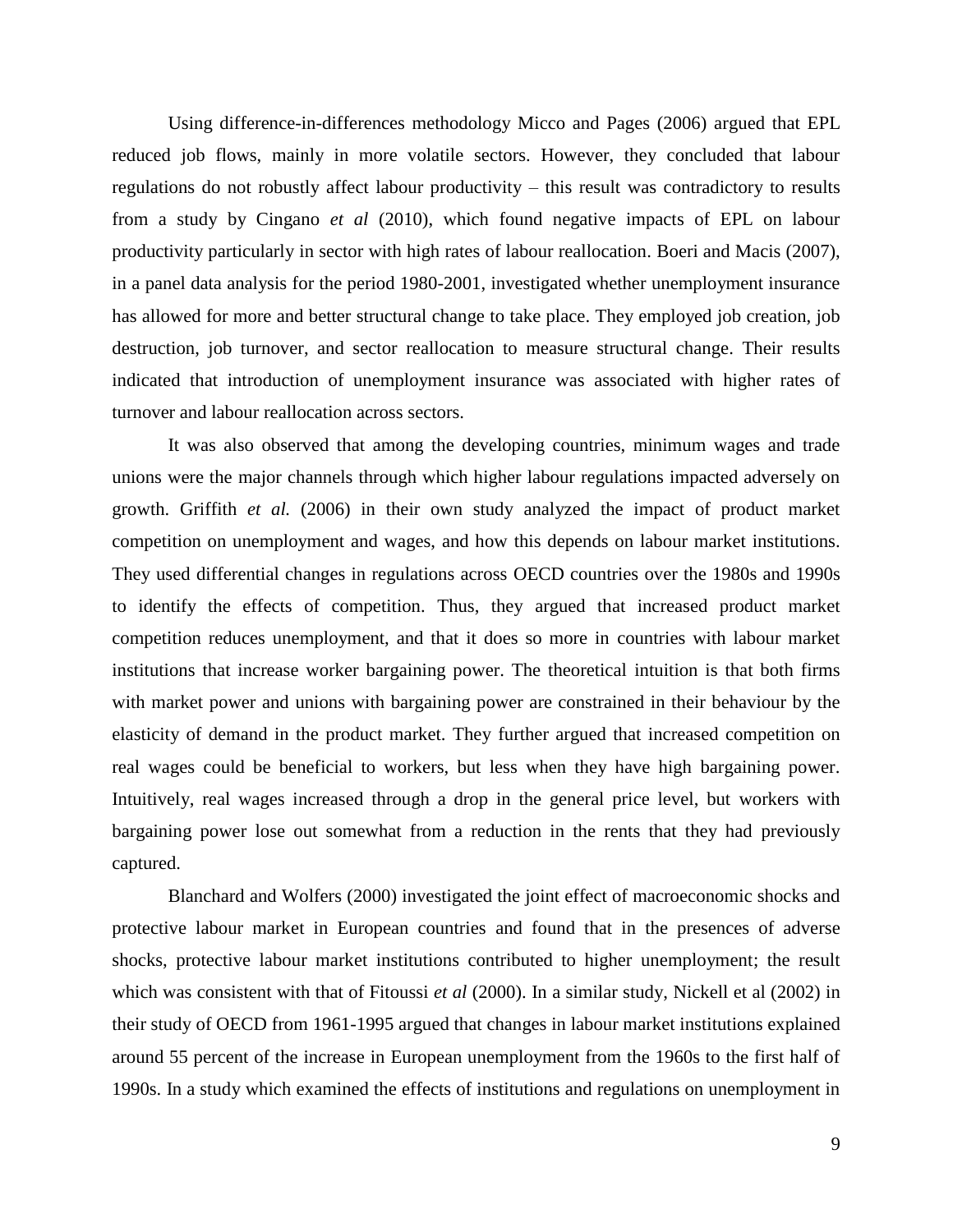Using difference-in-differences methodology Micco and Pages (2006) argued that EPL reduced job flows, mainly in more volatile sectors. However, they concluded that labour regulations do not robustly affect labour productivity – this result was contradictory to results from a study by Cingano *et al* (2010), which found negative impacts of EPL on labour productivity particularly in sector with high rates of labour reallocation. Boeri and Macis (2007), in a panel data analysis for the period 1980-2001, investigated whether unemployment insurance has allowed for more and better structural change to take place. They employed job creation, job destruction, job turnover, and sector reallocation to measure structural change. Their results indicated that introduction of unemployment insurance was associated with higher rates of turnover and labour reallocation across sectors.

It was also observed that among the developing countries, minimum wages and trade unions were the major channels through which higher labour regulations impacted adversely on growth. Griffith *et al.* (2006) in their own study analyzed the impact of product market competition on unemployment and wages, and how this depends on labour market institutions. They used differential changes in regulations across OECD countries over the 1980s and 1990s to identify the effects of competition. Thus, they argued that increased product market competition reduces unemployment, and that it does so more in countries with labour market institutions that increase worker bargaining power. The theoretical intuition is that both firms with market power and unions with bargaining power are constrained in their behaviour by the elasticity of demand in the product market. They further argued that increased competition on real wages could be beneficial to workers, but less when they have high bargaining power. Intuitively, real wages increased through a drop in the general price level, but workers with bargaining power lose out somewhat from a reduction in the rents that they had previously captured.

Blanchard and Wolfers (2000) investigated the joint effect of macroeconomic shocks and protective labour market in European countries and found that in the presences of adverse shocks, protective labour market institutions contributed to higher unemployment; the result which was consistent with that of Fitoussi *et al* (2000). In a similar study, Nickell et al (2002) in their study of OECD from 1961-1995 argued that changes in labour market institutions explained around 55 percent of the increase in European unemployment from the 1960s to the first half of 1990s. In a study which examined the effects of institutions and regulations on unemployment in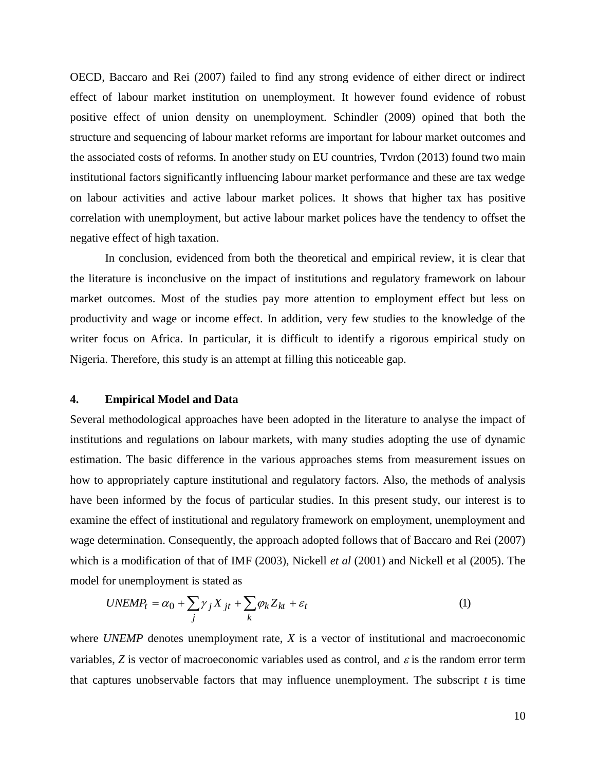OECD, Baccaro and Rei (2007) failed to find any strong evidence of either direct or indirect effect of labour market institution on unemployment. It however found evidence of robust positive effect of union density on unemployment. Schindler (2009) opined that both the structure and sequencing of labour market reforms are important for labour market outcomes and the associated costs of reforms. In another study on EU countries, Tvrdon (2013) found two main institutional factors significantly influencing labour market performance and these are tax wedge on labour activities and active labour market polices. It shows that higher tax has positive correlation with unemployment, but active labour market polices have the tendency to offset the negative effect of high taxation.

In conclusion, evidenced from both the theoretical and empirical review, it is clear that the literature is inconclusive on the impact of institutions and regulatory framework on labour market outcomes. Most of the studies pay more attention to employment effect but less on productivity and wage or income effect. In addition, very few studies to the knowledge of the writer focus on Africa. In particular, it is difficult to identify a rigorous empirical study on Nigeria. Therefore, this study is an attempt at filling this noticeable gap.

## 4. Empirical Model and Data

Several methodological approaches have been adopted in the literature to analyse the impact of institutions and regulations on labour markets, with many studies adopting the use of dynamic estimation. The basic difference in the various approaches stems from measurement issues on how to appropriately capture institutional and regulatory factors. Also, the methods of analysis have been informed by the focus of particular studies. In this present study, our interest is to examine the effect of institutional and regulatory framework on employment, unemployment and wage determination. Consequently, the approach adopted follows that of Baccaro and Rei (2007) which is a modification of that of IMF (2003), Nickell *et al* (2001) and Nickell et al (2005). The model for unemployment is stated as

$$UNEMP_t = \alpha_0 + \sum_j \gamma_j X_{jt} + \sum_k \varphi_k Z_{kt} + \varepsilon_t \quad (1)$$

where *UNEMP* denotes unemployment rate, $X$ is a vector of institutional and macroeconomic variables, $Z$ is vector of macroeconomic variables used as control, and $\varepsilon$ is the random error term that captures unobservable factors that may influence unemployment. The subscript $t$ is time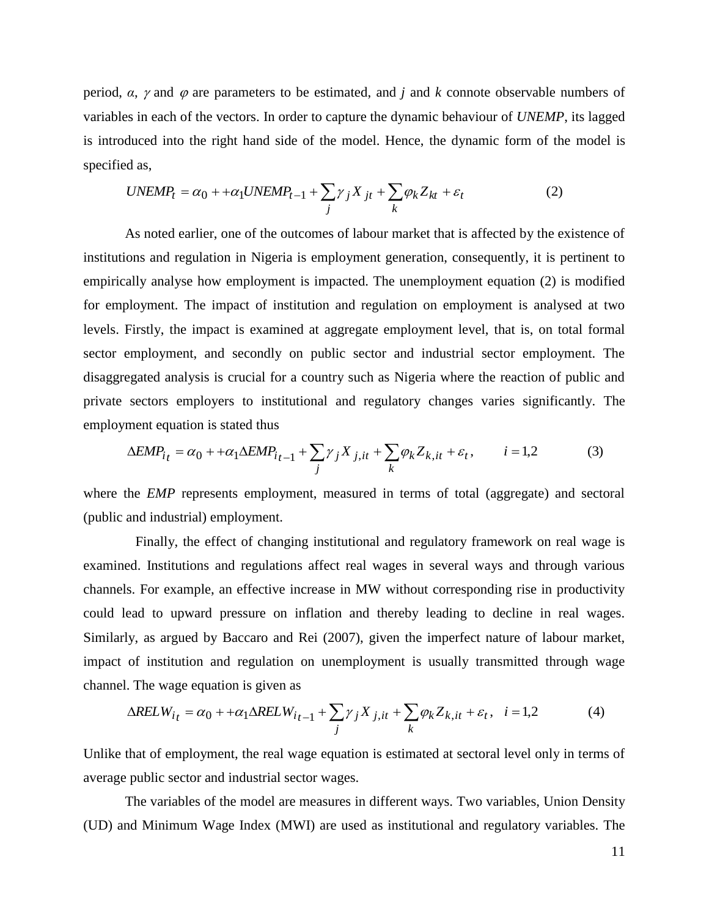period, $\alpha$, $\gamma$ and $\varphi$ are parameters to be estimated, and $j$ and $k$ connote observable numbers of variables in each of the vectors. In order to capture the dynamic behaviour of *UNEMP*, its lagged is introduced into the right hand side of the model. Hence, the dynamic form of the model is specified as,

$$UNEMP_t = \alpha_0 + +\alpha_1 UNEMP_{t-1} + \sum_j \gamma_j X_{jt} + \sum_k \varphi_k Z_{kt} + \varepsilon_t \tag{2}$$

As noted earlier, one of the outcomes of labour market that is affected by the existence of institutions and regulation in Nigeria is employment generation, consequently, it is pertinent to empirically analyse how employment is impacted. The unemployment equation (2) is modified for employment. The impact of institution and regulation on employment is analysed at two levels. Firstly, the impact is examined at aggregate employment level, that is, on total formal sector employment, and secondly on public sector and industrial sector employment. The disaggregated analysis is crucial for a country such as Nigeria where the reaction of public and private sectors employers to institutional and regulatory changes varies significantly. The employment equation is stated thus

$$\Delta EMP_{i_t} = \alpha_0 + +\alpha_1 \Delta EMP_{i_{t-1}} + \sum_j \gamma_j X_{j,it} + \sum_k \varphi_k Z_{k,it} + \varepsilon_t, \qquad i = 1,2 \tag{3}$$

where the *EMP* represents employment, measured in terms of total (aggregate) and sectoral (public and industrial) employment.

Finally, the effect of changing institutional and regulatory framework on real wage is examined. Institutions and regulations affect real wages in several ways and through various channels. For example, an effective increase in MW without corresponding rise in productivity could lead to upward pressure on inflation and thereby leading to decline in real wages. Similarly, as argued by Baccaro and Rei (2007), given the imperfect nature of labour market, impact of institution and regulation on unemployment is usually transmitted through wage channel. The wage equation is given as

$$\Delta RELW_{i_t} = \alpha_0 + +\alpha_1 \Delta RELW_{i_{t-1}} + \sum_j \gamma_j X_{j,it} + \sum_k \varphi_k Z_{k,it} + \varepsilon_t, \quad i = 1,2 \tag{4}$$

Unlike that of employment, the real wage equation is estimated at sectoral level only in terms of average public sector and industrial sector wages.

The variables of the model are measures in different ways. Two variables, Union Density (UD) and Minimum Wage Index (MWI) are used as institutional and regulatory variables. The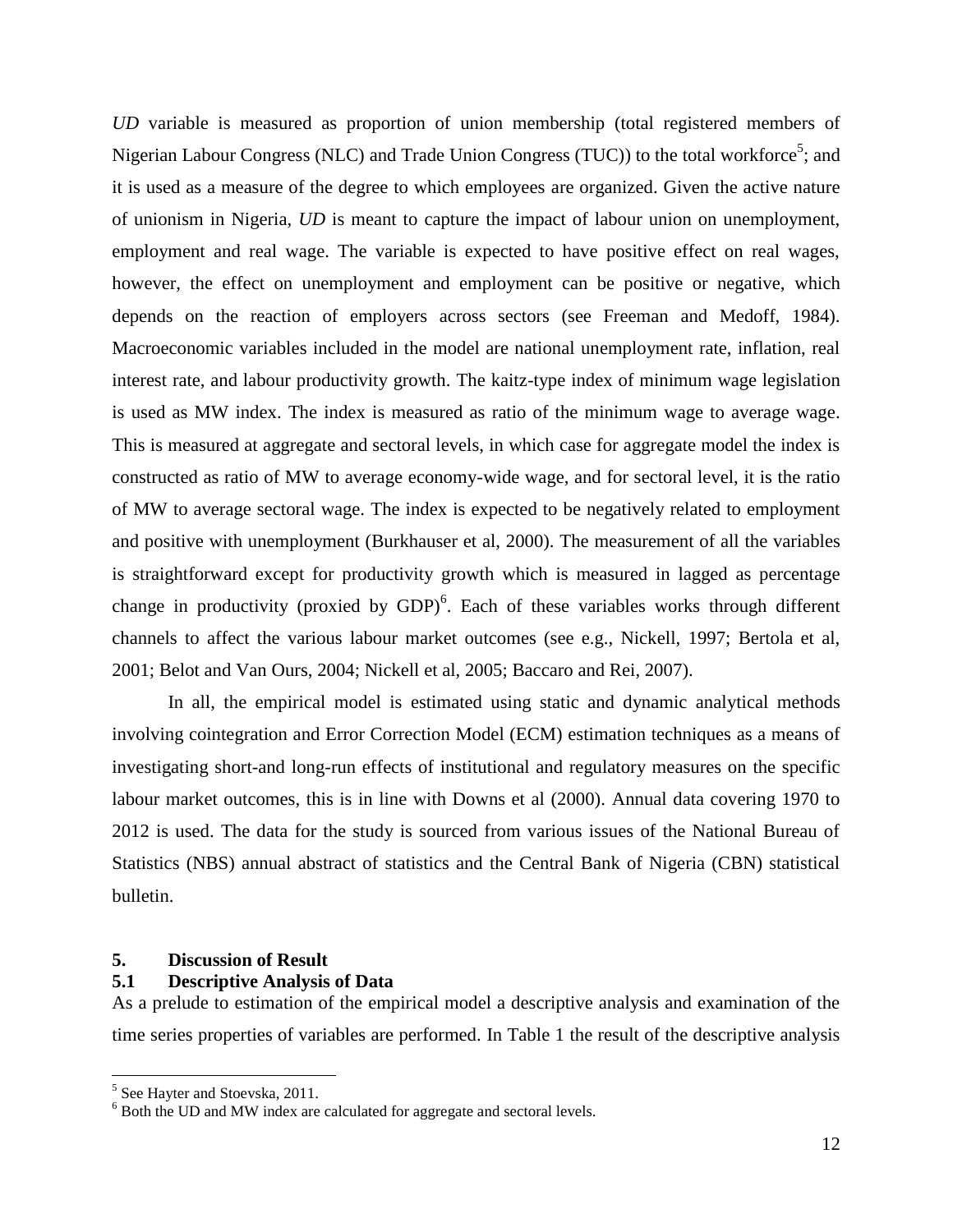*UD* variable is measured as proportion of union membership (total registered members of Nigerian Labour Congress (NLC) and Trade Union Congress (TUC)) to the total workforce[5]; and it is used as a measure of the degree to which employees are organized. Given the active nature of unionism in Nigeria, *UD* is meant to capture the impact of labour union on unemployment, employment and real wage. The variable is expected to have positive effect on real wages, however, the effect on unemployment and employment can be positive or negative, which depends on the reaction of employers across sectors (see Freeman and Medoff, 1984). Macroeconomic variables included in the model are national unemployment rate, inflation, real interest rate, and labour productivity growth. The kaitz-type index of minimum wage legislation is used as MW index. The index is measured as ratio of the minimum wage to average wage. This is measured at aggregate and sectoral levels, in which case for aggregate model the index is constructed as ratio of MW to average economy-wide wage, and for sectoral level, it is the ratio of MW to average sectoral wage. The index is expected to be negatively related to employment and positive with unemployment (Burkhauser et al, 2000). The measurement of all the variables is straightforward except for productivity growth which is measured in lagged as percentage change in productivity (proxied by GDP)[6]. Each of these variables works through different channels to affect the various labour market outcomes (see e.g., Nickell, 1997; Bertola et al, 2001; Belot and Van Ours, 2004; Nickell et al, 2005; Baccaro and Rei, 2007).

In all, the empirical model is estimated using static and dynamic analytical methods involving cointegration and Error Correction Model (ECM) estimation techniques as a means of investigating short-and long-run effects of institutional and regulatory measures on the specific labour market outcomes, this is in line with Downs et al (2000). Annual data covering 1970 to 2012 is used. The data for the study is sourced from various issues of the National Bureau of Statistics (NBS) annual abstract of statistics and the Central Bank of Nigeria (CBN) statistical bulletin.

## 5. Discussion of Result

### 5.1 Descriptive Analysis of Data

As a prelude to estimation of the empirical model a descriptive analysis and examination of the time series properties of variables are performed. In Table 1 the result of the descriptive analysis

---

[5] See Hayter and Stoevska, 2011.

[6] Both the UD and MW index are calculated for aggregate and sectoral levels.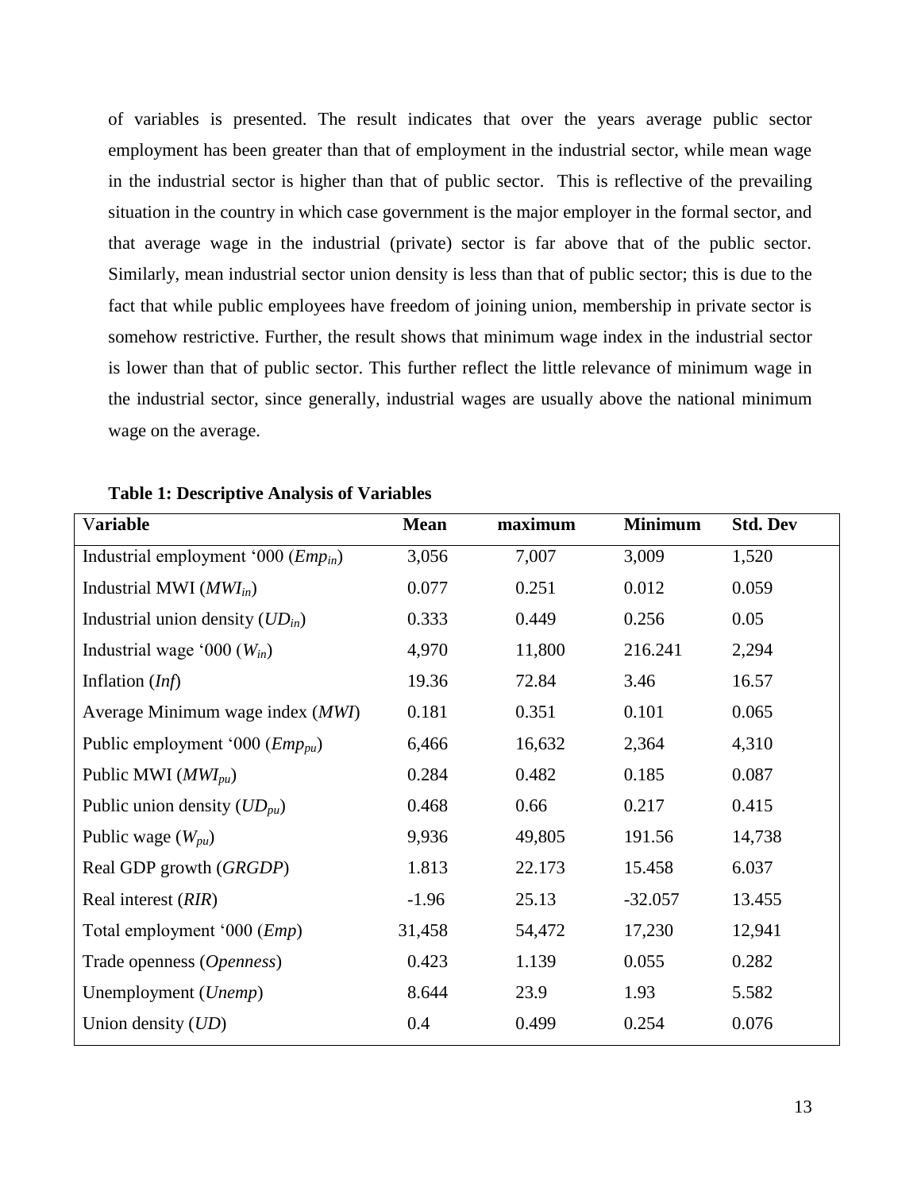of variables is presented. The result indicates that over the years average public sector employment has been greater than that of employment in the industrial sector, while mean wage in the industrial sector is higher than that of public sector. This is reflective of the prevailing situation in the country in which case government is the major employer in the formal sector, and that average wage in the industrial (private) sector is far above that of the public sector. Similarly, mean industrial sector union density is less than that of public sector; this is due to the fact that while public employees have freedom of joining union, membership in private sector is somehow restrictive. Further, the result shows that minimum wage index in the industrial sector is lower than that of public sector. This further reflect the little relevance of minimum wage in the industrial sector, since generally, industrial wages are usually above the national minimum wage on the average.

**Table 1: Descriptive Analysis of Variables**

| Variable | Mean | maximum | Minimum | Std. Dev |
|---|---|---|---|---|
| Industrial employment '000 ($Emp_{in}$) | 3,056 | 7,007 | 3,009 | 1,520 |
| Industrial MWI ($MWI_{in}$) | 0.077 | 0.251 | 0.012 | 0.059 |
| Industrial union density ($UD_{in}$) | 0.333 | 0.449 | 0.256 | 0.05 |
| Industrial wage '000 ($W_{in}$) | 4,970 | 11,800 | 216.241 | 2,294 |
| Inflation (*Inf*) | 19.36 | 72.84 | 3.46 | 16.57 |
| Average Minimum wage index (*MWI*) | 0.181 | 0.351 | 0.101 | 0.065 |
| Public employment '000 ($Emp_{pu}$) | 6,466 | 16,632 | 2,364 | 4,310 |
| Public MWI ($MWI_{pu}$) | 0.284 | 0.482 | 0.185 | 0.087 |
| Public union density ($UD_{pu}$) | 0.468 | 0.66 | 0.217 | 0.415 |
| Public wage ($W_{pu}$) | 9,936 | 49,805 | 191.56 | 14,738 |
| Real GDP growth (*GRGDP*) | 1.813 | 22.173 | 15.458 | 6.037 |
| Real interest (*RIR*) | -1.96 | 25.13 | -32.057 | 13.455 |
| Total employment '000 (*Emp*) | 31,458 | 54,472 | 17,230 | 12,941 |
| Trade openness (*Openness*) | 0.423 | 1.139 | 0.055 | 0.282 |
| Unemployment (*Unemp*) | 8.644 | 23.9 | 1.93 | 5.582 |
| Union density (*UD*) | 0.4 | 0.499 | 0.254 | 0.076 |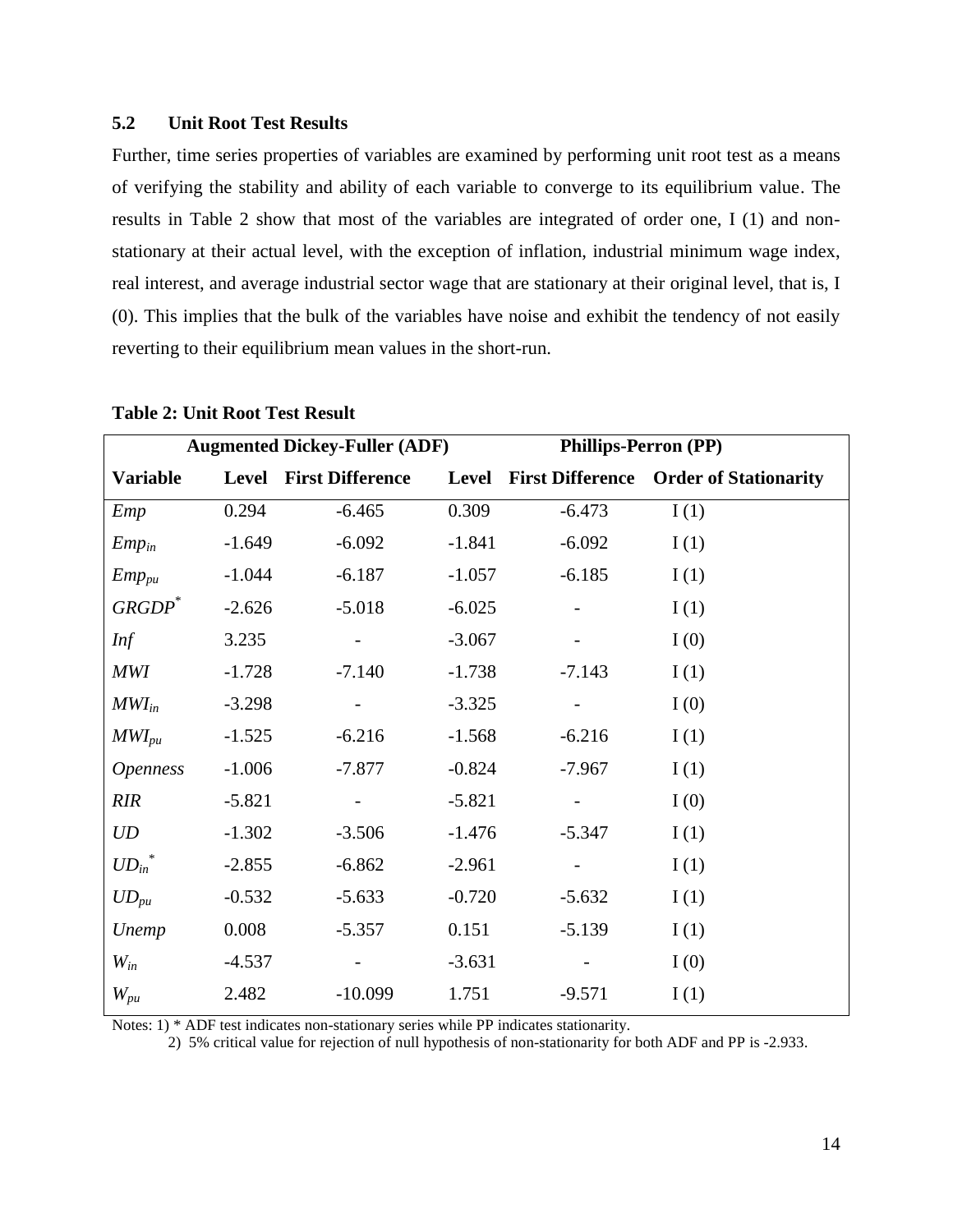### 5.2 Unit Root Test Results

Further, time series properties of variables are examined by performing unit root test as a means of verifying the stability and ability of each variable to converge to its equilibrium value. The results in Table 2 show that most of the variables are integrated of order one, I (1) and non-stationary at their actual level, with the exception of inflation, industrial minimum wage index, real interest, and average industrial sector wage that are stationary at their original level, that is, I (0). This implies that the bulk of the variables have noise and exhibit the tendency of not easily reverting to their equilibrium mean values in the short-run.

**Table 2: Unit Root Test Result**

| | Augmented Dickey-Fuller (ADF) | | Phillips-Perron (PP) | | |
|---|---|---|---|---|---|
| **Variable** | **Level** | **First Difference** | **Level** | **First Difference** | **Order of Stationarity** |
| *Emp* | 0.294 | -6.465 | 0.309 | -6.473 | I (1) |
| $Emp_{in}$ | -1.649 | -6.092 | -1.841 | -6.092 | I (1) |
| $Emp_{pu}$ | -1.044 | -6.187 | -1.057 | -6.185 | I (1) |
| $GRGDP^{*}$ | -2.626 | -5.018 | -6.025 | - | I (1) |
| *Inf* | 3.235 | - | -3.067 | - | I (0) |
| *MWI* | -1.728 | -7.140 | -1.738 | -7.143 | I (1) |
| $MWI_{in}$ | -3.298 | - | -3.325 | - | I (0) |
| $MWI_{pu}$ | -1.525 | -6.216 | -1.568 | -6.216 | I (1) |
| *Openness* | -1.006 | -7.877 | -0.824 | -7.967 | I (1) |
| *RIR* | -5.821 | - | -5.821 | - | I (0) |
| *UD* | -1.302 | -3.506 | -1.476 | -5.347 | I (1) |
| $UD_{in}^{*}$ | -2.855 | -6.862 | -2.961 | - | I (1) |
| $UD_{pu}$ | -0.532 | -5.633 | -0.720 | -5.632 | I (1) |
| *Unemp* | 0.008 | -5.357 | 0.151 | -5.139 | I (1) |
| $W_{in}$ | -4.537 | - | -3.631 | - | I (0) |
| $W_{pu}$ | 2.482 | -10.099 | 1.751 | -9.571 | I (1) |

Notes: 1) * ADF test indicates non-stationary series while PP indicates stationarity.
2) 5% critical value for rejection of null hypothesis of non-stationarity for both ADF and PP is -2.933.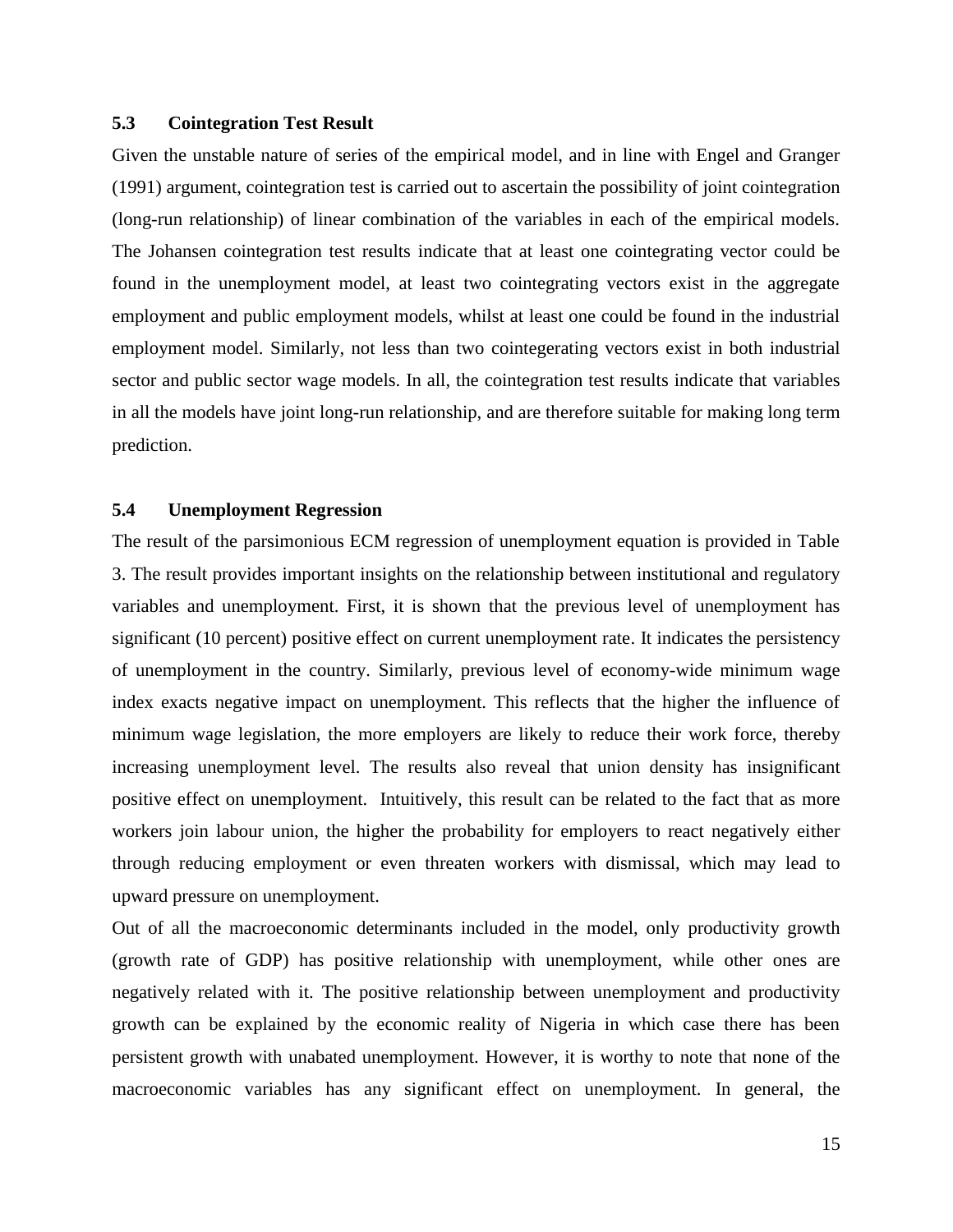### 5.3 Cointegration Test Result

Given the unstable nature of series of the empirical model, and in line with Engel and Granger (1991) argument, cointegration test is carried out to ascertain the possibility of joint cointegration (long-run relationship) of linear combination of the variables in each of the empirical models. The Johansen cointegration test results indicate that at least one cointegrating vector could be found in the unemployment model, at least two cointegrating vectors exist in the aggregate employment and public employment models, whilst at least one could be found in the industrial employment model. Similarly, not less than two cointegerating vectors exist in both industrial sector and public sector wage models. In all, the cointegration test results indicate that variables in all the models have joint long-run relationship, and are therefore suitable for making long term prediction.

### 5.4 Unemployment Regression

The result of the parsimonious ECM regression of unemployment equation is provided in Table 3. The result provides important insights on the relationship between institutional and regulatory variables and unemployment. First, it is shown that the previous level of unemployment has significant (10 percent) positive effect on current unemployment rate. It indicates the persistency of unemployment in the country. Similarly, previous level of economy-wide minimum wage index exacts negative impact on unemployment. This reflects that the higher the influence of minimum wage legislation, the more employers are likely to reduce their work force, thereby increasing unemployment level. The results also reveal that union density has insignificant positive effect on unemployment. Intuitively, this result can be related to the fact that as more workers join labour union, the higher the probability for employers to react negatively either through reducing employment or even threaten workers with dismissal, which may lead to upward pressure on unemployment.

Out of all the macroeconomic determinants included in the model, only productivity growth (growth rate of GDP) has positive relationship with unemployment, while other ones are negatively related with it. The positive relationship between unemployment and productivity growth can be explained by the economic reality of Nigeria in which case there has been persistent growth with unabated unemployment. However, it is worthy to note that none of the macroeconomic variables has any significant effect on unemployment. In general, the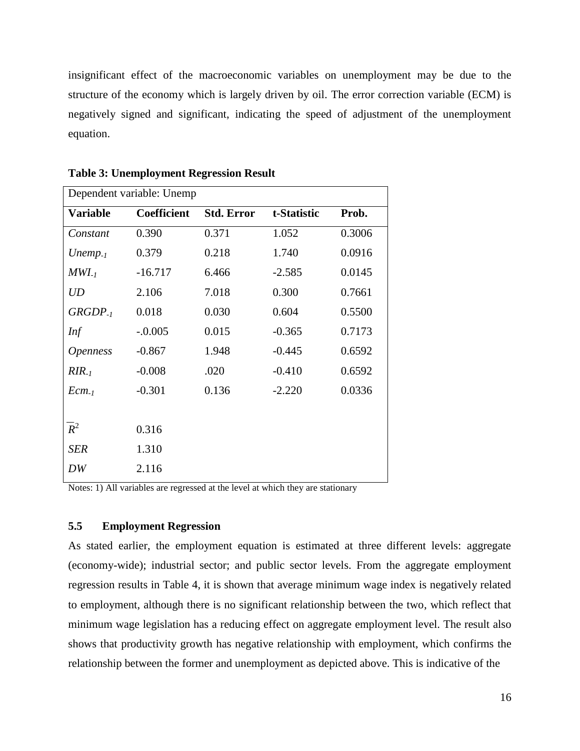insignificant effect of the macroeconomic variables on unemployment may be due to the structure of the economy which is largely driven by oil. The error correction variable (ECM) is negatively signed and significant, indicating the speed of adjustment of the unemployment equation.

**Table 3: Unemployment Regression Result**

| Dependent variable: Unemp | | | | |
|---|---|---|---|---|
| **Variable** | **Coefficient** | **Std. Error** | **t-Statistic** | **Prob.** |
| *Constant* | 0.390 | 0.371 | 1.052 | 0.3006 |
| $Unemp_{-1}$ | 0.379 | 0.218 | 1.740 | 0.0916 |
| $MWI_{-1}$ | -16.717 | 6.466 | -2.585 | 0.0145 |
| *UD* | 2.106 | 7.018 | 0.300 | 0.7661 |
| $GRGDP_{-1}$ | 0.018 | 0.030 | 0.604 | 0.5500 |
| *Inf* | -.0.005 | 0.015 | -0.365 | 0.7173 |
| *Openness* | -0.867 | 1.948 | -0.445 | 0.6592 |
| $RIR_{-1}$ | -0.008 | .020 | -0.410 | 0.6592 |
| $Ecm_{-1}$ | -0.301 | 0.136 | -2.220 | 0.0336 |
| $\bar{R}^2$ | 0.316 | | | |
| *SER* | 1.310 | | | |
| *DW* | 2.116 | | | |

Notes: 1) All variables are regressed at the level at which they are stationary

### 5.5 Employment Regression

As stated earlier, the employment equation is estimated at three different levels: aggregate (economy-wide); industrial sector; and public sector levels. From the aggregate employment regression results in Table 4, it is shown that average minimum wage index is negatively related to employment, although there is no significant relationship between the two, which reflect that minimum wage legislation has a reducing effect on aggregate employment level. The result also shows that productivity growth has negative relationship with employment, which confirms the relationship between the former and unemployment as depicted above. This is indicative of the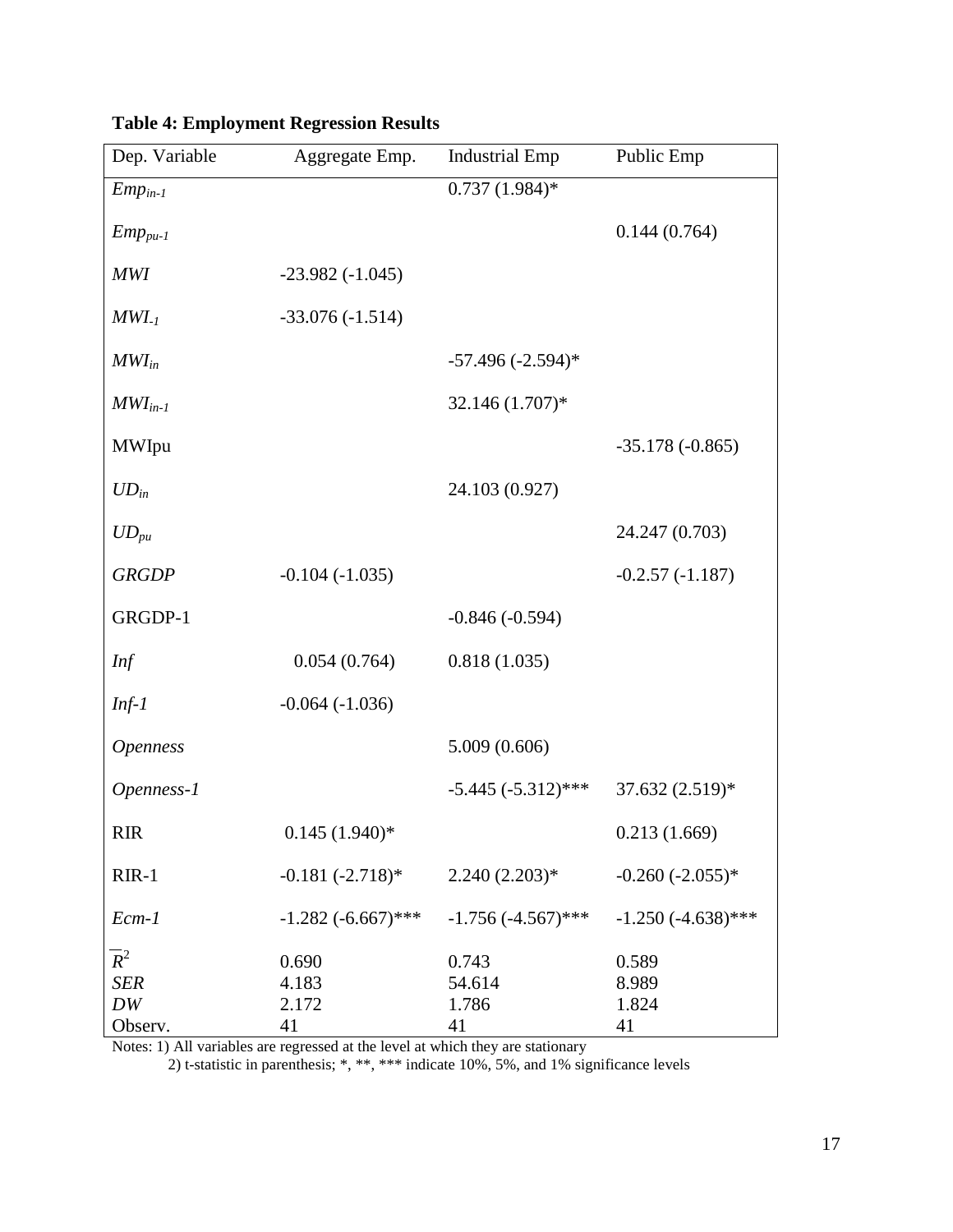**Table 4: Employment Regression Results**

| Dep. Variable | Aggregate Emp. | Industrial Emp | Public Emp |
|---|---|---|---|
| $Emp_{in-1}$ | | 0.737 (1.984)* | |
| $Emp_{pu-1}$ | | | 0.144 (0.764) |
| *MWI* | -23.982 (-1.045) | | |
| $MWI_{-1}$ | -33.076 (-1.514) | | |
| $MWI_{in}$ | | -57.496 (-2.594)* | |
| $MWI_{in-1}$ | | 32.146 (1.707)* | |
| MWIpu | | | -35.178 (-0.865) |
| $UD_{in}$ | | 24.103 (0.927) | |
| $UD_{pu}$ | | | 24.247 (0.703) |
| *GRGDP* | -0.104 (-1.035) | | -0.2.57 (-1.187) |
| GRGDP-1 | | -0.846 (-0.594) | |
| *Inf* | 0.054 (0.764) | 0.818 (1.035) | |
| *Inf-1* | -0.064 (-1.036) | | |
| *Openness* | | 5.009 (0.606) | |
| *Openness-1* | | -5.445 (-5.312)*** | 37.632 (2.519)* |
| RIR | 0.145 (1.940)* | | 0.213 (1.669) |
| RIR-1 | -0.181 (-2.718)* | 2.240 (2.203)* | -0.260 (-2.055)* |
| *Ecm-1* | -1.282 (-6.667)*** | -1.756 (-4.567)*** | -1.250 (-4.638)*** |
| $\bar{R}^2$ | 0.690 | 0.743 | 0.589 |
| *SER* | 4.183 | 54.614 | 8.989 |
| *DW* | 2.172 | 1.786 | 1.824 |
| Observ. | 41 | 41 | 41 |

Notes: 1) All variables are regressed at the level at which they are stationary
2) t-statistic in parenthesis; *, **, *** indicate 10%, 5%, and 1% significance levels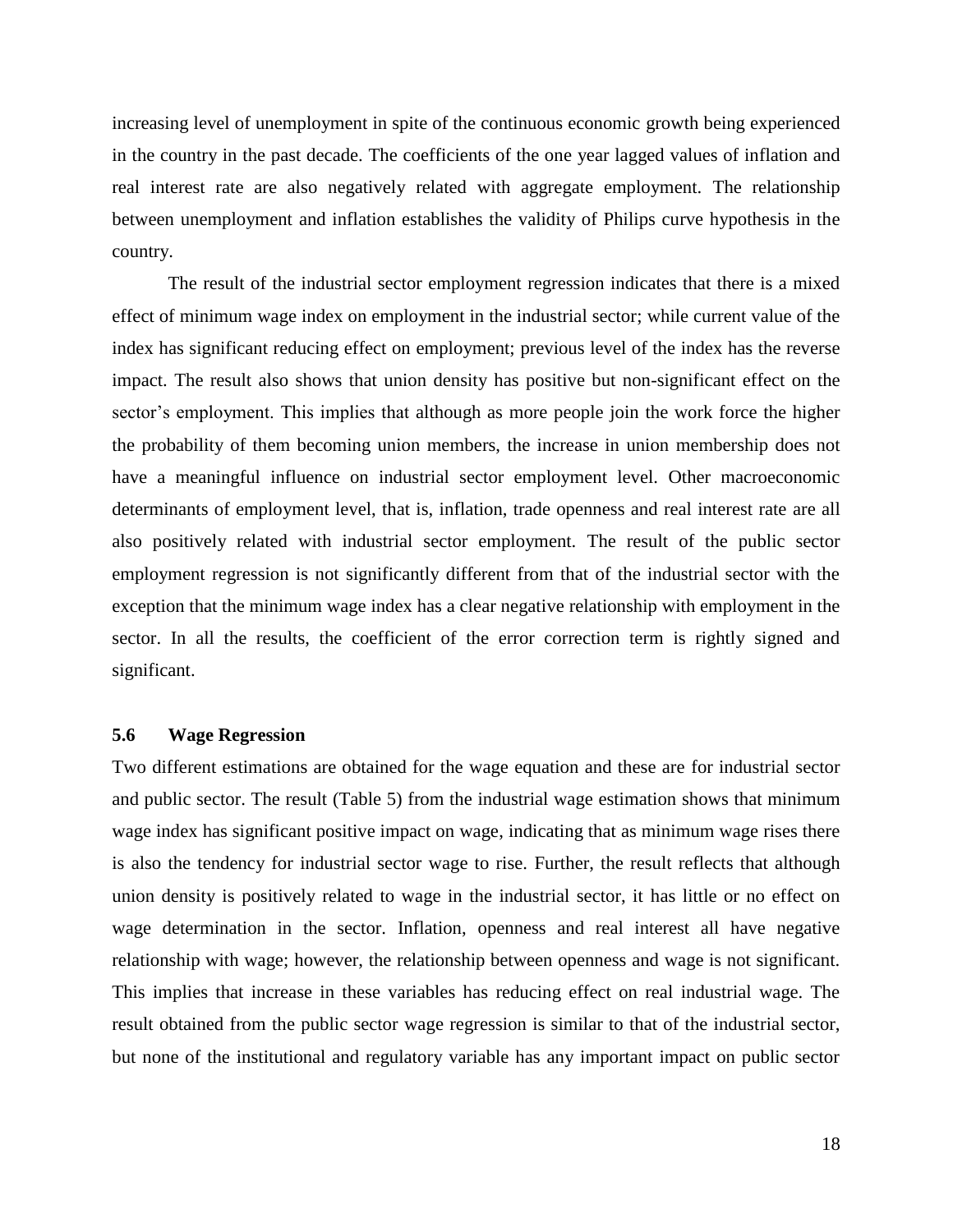increasing level of unemployment in spite of the continuous economic growth being experienced in the country in the past decade. The coefficients of the one year lagged values of inflation and real interest rate are also negatively related with aggregate employment. The relationship between unemployment and inflation establishes the validity of Philips curve hypothesis in the country.

The result of the industrial sector employment regression indicates that there is a mixed effect of minimum wage index on employment in the industrial sector; while current value of the index has significant reducing effect on employment; previous level of the index has the reverse impact. The result also shows that union density has positive but non-significant effect on the sector's employment. This implies that although as more people join the work force the higher the probability of them becoming union members, the increase in union membership does not have a meaningful influence on industrial sector employment level. Other macroeconomic determinants of employment level, that is, inflation, trade openness and real interest rate are all also positively related with industrial sector employment. The result of the public sector employment regression is not significantly different from that of the industrial sector with the exception that the minimum wage index has a clear negative relationship with employment in the sector. In all the results, the coefficient of the error correction term is rightly signed and significant.

### 5.6 Wage Regression

Two different estimations are obtained for the wage equation and these are for industrial sector and public sector. The result (Table 5) from the industrial wage estimation shows that minimum wage index has significant positive impact on wage, indicating that as minimum wage rises there is also the tendency for industrial sector wage to rise. Further, the result reflects that although union density is positively related to wage in the industrial sector, it has little or no effect on wage determination in the sector. Inflation, openness and real interest all have negative relationship with wage; however, the relationship between openness and wage is not significant. This implies that increase in these variables has reducing effect on real industrial wage. The result obtained from the public sector wage regression is similar to that of the industrial sector, but none of the institutional and regulatory variable has any important impact on public sector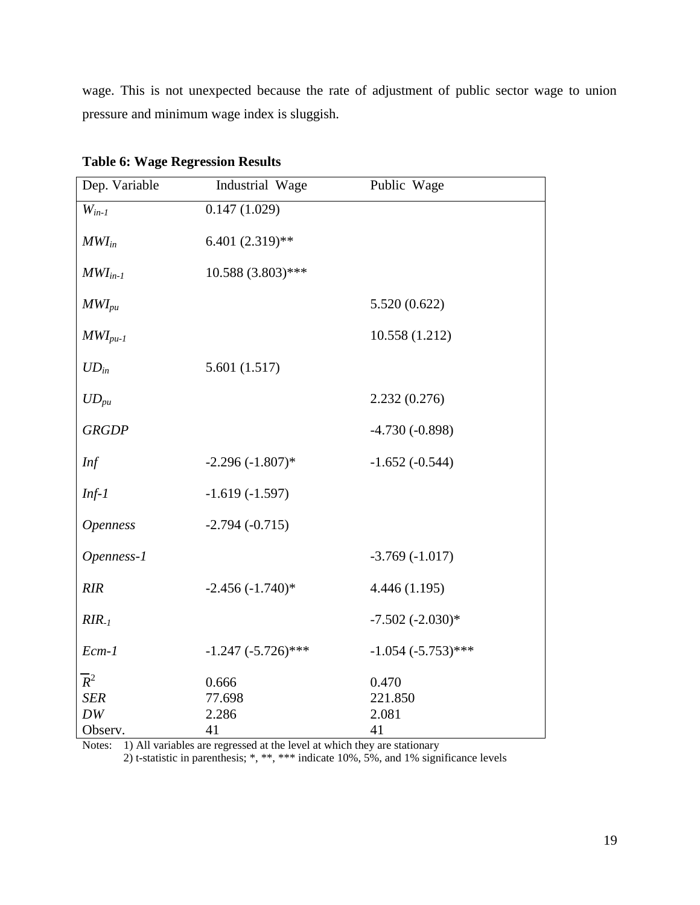wage. This is not unexpected because the rate of adjustment of public sector wage to union pressure and minimum wage index is sluggish.

**Table 6: Wage Regression Results**

| Dep. Variable | Industrial Wage | Public Wage |
| --- | --- | --- |
| $W_{in-1}$ | 0.147 (1.029) | |
| $MWI_{in}$ | 6.401 (2.319)** | |
| $MWI_{in-1}$ | 10.588 (3.803)*** | |
| $MWI_{pu}$ | | 5.520 (0.622) |
| $MWI_{pu-1}$ | | 10.558 (1.212) |
| $UD_{in}$ | 5.601 (1.517) | |
| $UD_{pu}$ | | 2.232 (0.276) |
| *GRGDP* | | -4.730 (-0.898) |
| *Inf* | -2.296 (-1.807)* | -1.652 (-0.544) |
| *Inf-1* | -1.619 (-1.597) | |
| *Openness* | -2.794 (-0.715) | |
| *Openness-1* | | -3.769 (-1.017) |
| *RIR* | -2.456 (-1.740)* | 4.446 (1.195) |
| $RIR_{-1}$ | | -7.502 (-2.030)* |
| *Ecm-1* | -1.247 (-5.726)*** | -1.054 (-5.753)*** |
| $\bar{R}^2$ | 0.666 | 0.470 |
| *SER* | 77.698 | 221.850 |
| *DW* | 2.286 | 2.081 |
| Observ. | 41 | 41 |

Notes: 1) All variables are regressed at the level at which they are stationary
2) t-statistic in parenthesis; *, **, *** indicate 10%, 5%, and 1% significance levels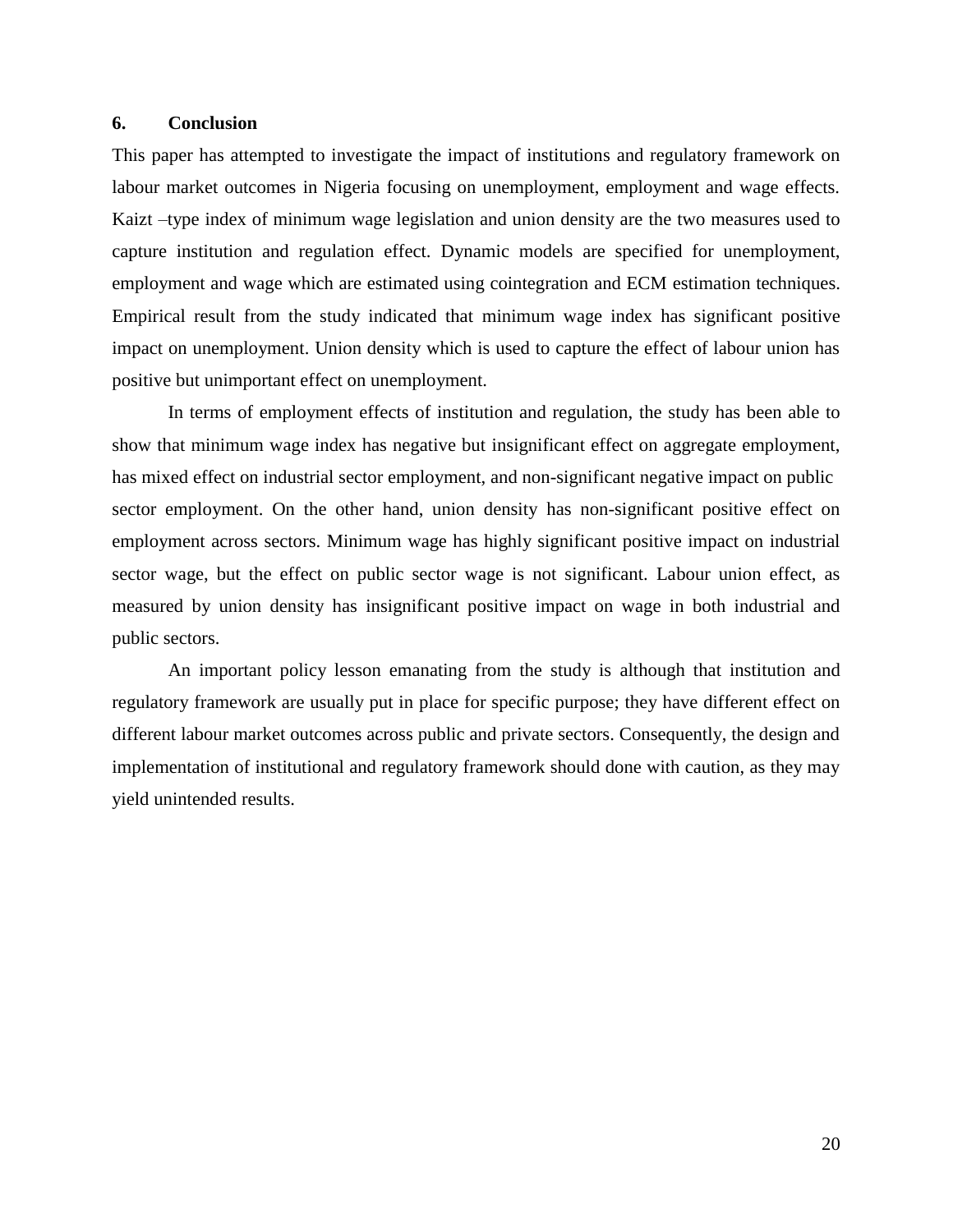## 6. Conclusion

This paper has attempted to investigate the impact of institutions and regulatory framework on labour market outcomes in Nigeria focusing on unemployment, employment and wage effects. Kaizt –type index of minimum wage legislation and union density are the two measures used to capture institution and regulation effect. Dynamic models are specified for unemployment, employment and wage which are estimated using cointegration and ECM estimation techniques. Empirical result from the study indicated that minimum wage index has significant positive impact on unemployment. Union density which is used to capture the effect of labour union has positive but unimportant effect on unemployment.

In terms of employment effects of institution and regulation, the study has been able to show that minimum wage index has negative but insignificant effect on aggregate employment, has mixed effect on industrial sector employment, and non-significant negative impact on public sector employment. On the other hand, union density has non-significant positive effect on employment across sectors. Minimum wage has highly significant positive impact on industrial sector wage, but the effect on public sector wage is not significant. Labour union effect, as measured by union density has insignificant positive impact on wage in both industrial and public sectors.

An important policy lesson emanating from the study is although that institution and regulatory framework are usually put in place for specific purpose; they have different effect on different labour market outcomes across public and private sectors. Consequently, the design and implementation of institutional and regulatory framework should done with caution, as they may yield unintended results.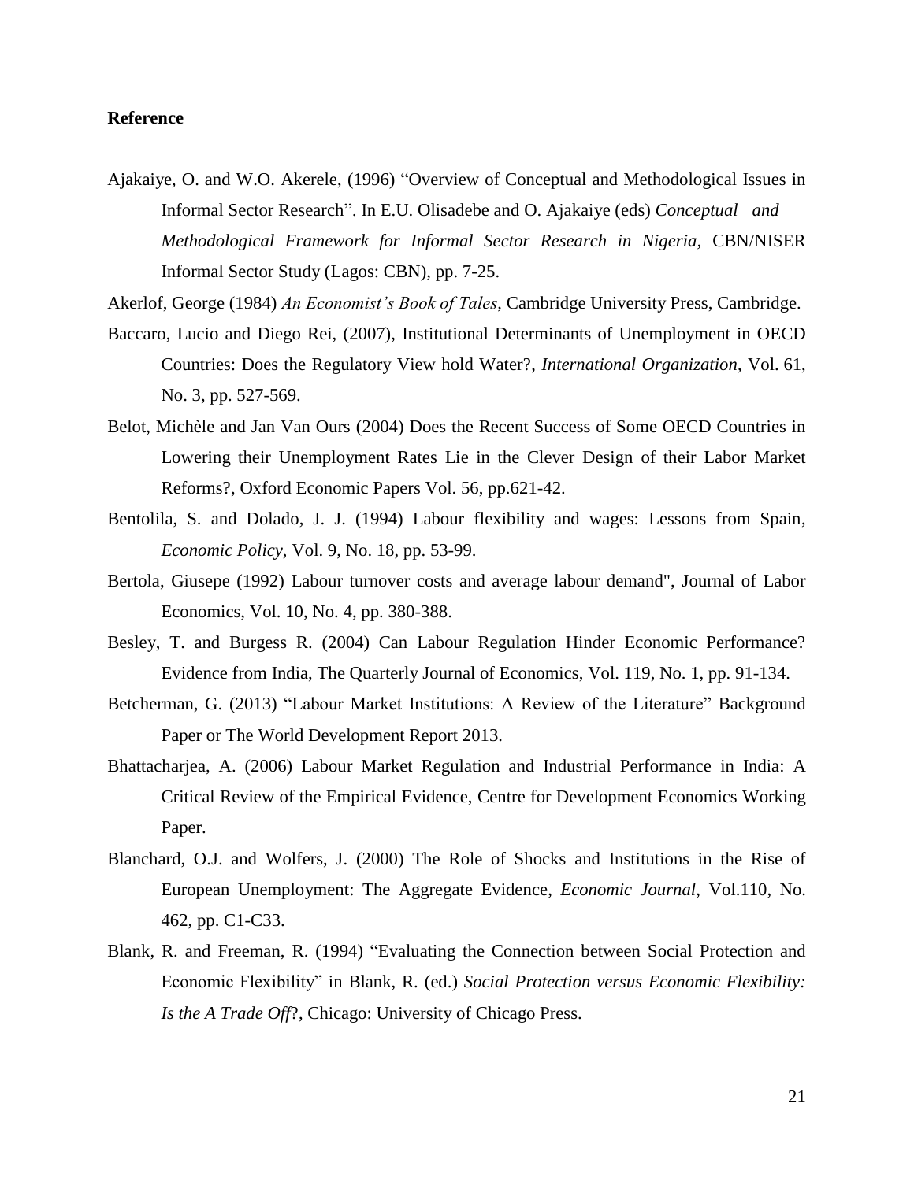**Reference**

Ajakaiye, O. and W.O. Akerele, (1996) "Overview of Conceptual and Methodological Issues in Informal Sector Research". In E.U. Olisadebe and O. Ajakaiye (eds) *Conceptual and Methodological Framework for Informal Sector Research in Nigeria,* CBN/NISER Informal Sector Study (Lagos: CBN), pp. 7-25.

Akerlof, George (1984) *An Economist's Book of Tales*, Cambridge University Press, Cambridge.

Baccaro, Lucio and Diego Rei, (2007), Institutional Determinants of Unemployment in OECD Countries: Does the Regulatory View hold Water?, *International Organization*, Vol. 61, No. 3, pp. 527-569.

Belot, Michèle and Jan Van Ours (2004) Does the Recent Success of Some OECD Countries in Lowering their Unemployment Rates Lie in the Clever Design of their Labor Market Reforms?, Oxford Economic Papers Vol. 56, pp.621-42.

Bentolila, S. and Dolado, J. J. (1994) Labour flexibility and wages: Lessons from Spain, *Economic Policy*, Vol. 9, No. 18, pp. 53-99.

Bertola, Giusepe (1992) Labour turnover costs and average labour demand", Journal of Labor Economics, Vol. 10, No. 4, pp. 380-388.

Besley, T. and Burgess R. (2004) Can Labour Regulation Hinder Economic Performance? Evidence from India, The Quarterly Journal of Economics, Vol. 119, No. 1, pp. 91-134.

Betcherman, G. (2013) "Labour Market Institutions: A Review of the Literature" Background Paper or The World Development Report 2013.

Bhattacharjea, A. (2006) Labour Market Regulation and Industrial Performance in India: A Critical Review of the Empirical Evidence, Centre for Development Economics Working Paper.

Blanchard, O.J. and Wolfers, J. (2000) The Role of Shocks and Institutions in the Rise of European Unemployment: The Aggregate Evidence, *Economic Journal*, Vol.110, No. 462, pp. C1-C33.

Blank, R. and Freeman, R. (1994) "Evaluating the Connection between Social Protection and Economic Flexibility" in Blank, R. (ed.) *Social Protection versus Economic Flexibility: Is the A Trade Off*?, Chicago: University of Chicago Press.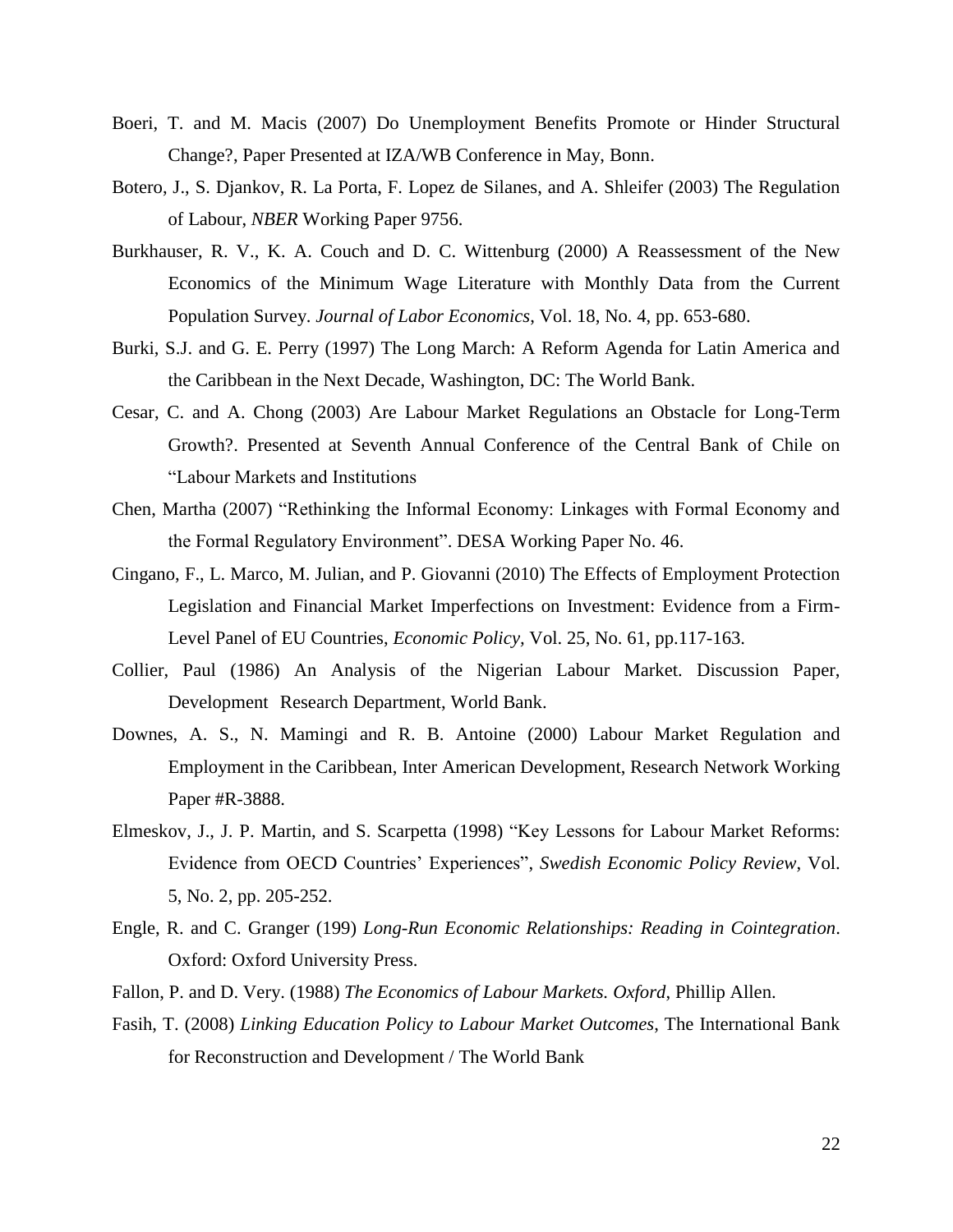Boeri, T. and M. Macis (2007) Do Unemployment Benefits Promote or Hinder Structural Change?, Paper Presented at IZA/WB Conference in May, Bonn.

Botero, J., S. Djankov, R. La Porta, F. Lopez de Silanes, and A. Shleifer (2003) The Regulation of Labour, *NBER* Working Paper 9756.

Burkhauser, R. V., K. A. Couch and D. C. Wittenburg (2000) A Reassessment of the New Economics of the Minimum Wage Literature with Monthly Data from the Current Population Survey. *Journal of Labor Economics*, Vol. 18, No. 4, pp. 653-680.

Burki, S.J. and G. E. Perry (1997) The Long March: A Reform Agenda for Latin America and the Caribbean in the Next Decade, Washington, DC: The World Bank.

Cesar, C. and A. Chong (2003) Are Labour Market Regulations an Obstacle for Long-Term Growth?. Presented at Seventh Annual Conference of the Central Bank of Chile on "Labour Markets and Institutions

Chen, Martha (2007) "Rethinking the Informal Economy: Linkages with Formal Economy and the Formal Regulatory Environment". DESA Working Paper No. 46.

Cingano, F., L. Marco, M. Julian, and P. Giovanni (2010) The Effects of Employment Protection Legislation and Financial Market Imperfections on Investment: Evidence from a Firm-Level Panel of EU Countries, *Economic Policy,* Vol. 25, No. 61, pp.117-163.

Collier, Paul (1986) An Analysis of the Nigerian Labour Market. Discussion Paper, Development Research Department, World Bank.

Downes, A. S., N. Mamingi and R. B. Antoine (2000) Labour Market Regulation and Employment in the Caribbean, Inter American Development, Research Network Working Paper #R-3888.

Elmeskov, J., J. P. Martin, and S. Scarpetta (1998) "Key Lessons for Labour Market Reforms: Evidence from OECD Countries' Experiences", *Swedish Economic Policy Review*, Vol. 5, No. 2, pp. 205-252.

Engle, R. and C. Granger (199) *Long-Run Economic Relationships: Reading in Cointegration*. Oxford: Oxford University Press.

Fallon, P. and D. Very. (1988) *The Economics of Labour Markets. Oxford*, Phillip Allen.

Fasih, T. (2008) *Linking Education Policy to Labour Market Outcomes*, The International Bank for Reconstruction and Development / The World Bank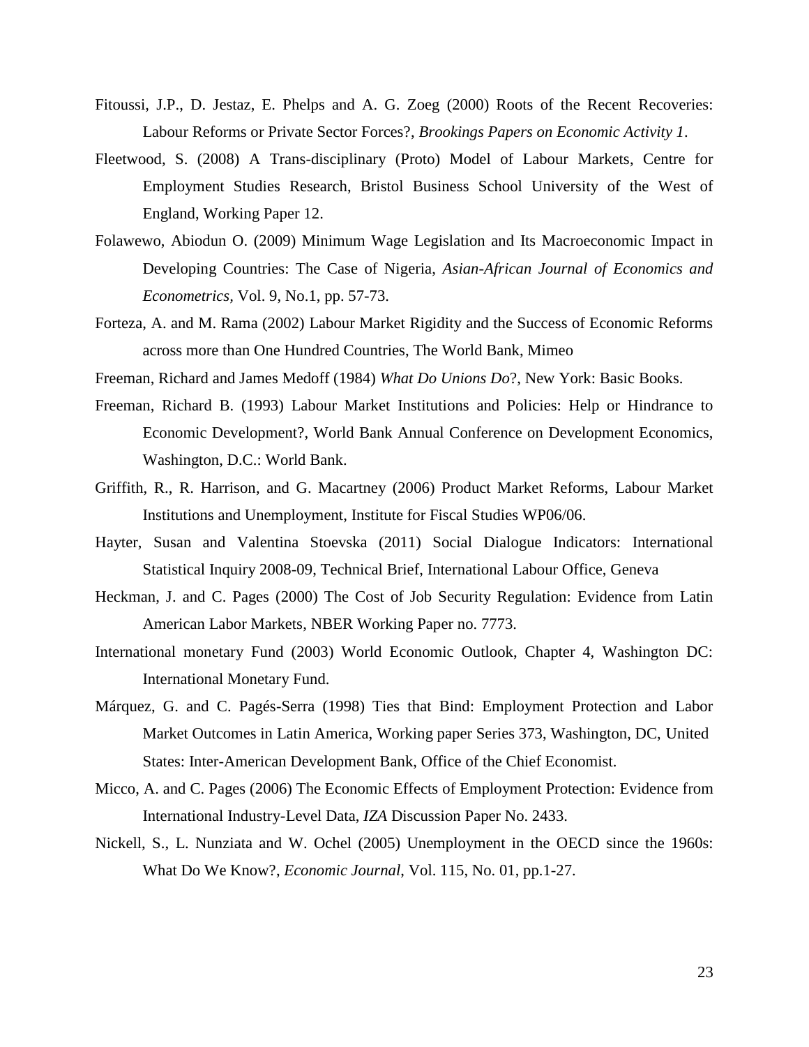Fitoussi, J.P., D. Jestaz, E. Phelps and A. G. Zoeg (2000) Roots of the Recent Recoveries: Labour Reforms or Private Sector Forces?, *Brookings Papers on Economic Activity 1*.

Fleetwood, S. (2008) A Trans-disciplinary (Proto) Model of Labour Markets, Centre for Employment Studies Research, Bristol Business School University of the West of England, Working Paper 12.

Folawewo, Abiodun O. (2009) Minimum Wage Legislation and Its Macroeconomic Impact in Developing Countries: The Case of Nigeria, *Asian-African Journal of Economics and Econometrics*, Vol. 9, No.1, pp. 57-73.

Forteza, A. and M. Rama (2002) Labour Market Rigidity and the Success of Economic Reforms across more than One Hundred Countries, The World Bank, Mimeo

Freeman, Richard and James Medoff (1984) *What Do Unions Do*?, New York: Basic Books.

Freeman, Richard B. (1993) Labour Market Institutions and Policies: Help or Hindrance to Economic Development?, World Bank Annual Conference on Development Economics, Washington, D.C.: World Bank.

Griffith, R., R. Harrison, and G. Macartney (2006) Product Market Reforms, Labour Market Institutions and Unemployment, Institute for Fiscal Studies WP06/06.

Hayter, Susan and Valentina Stoevska (2011) Social Dialogue Indicators: International Statistical Inquiry 2008-09, Technical Brief, International Labour Office, Geneva

Heckman, J. and C. Pages (2000) The Cost of Job Security Regulation: Evidence from Latin American Labor Markets, NBER Working Paper no. 7773.

International monetary Fund (2003) World Economic Outlook, Chapter 4, Washington DC: International Monetary Fund.

Márquez, G. and C. Pagés-Serra (1998) Ties that Bind: Employment Protection and Labor Market Outcomes in Latin America, Working paper Series 373, Washington, DC, United States: Inter-American Development Bank, Office of the Chief Economist.

Micco, A. and C. Pages (2006) The Economic Effects of Employment Protection: Evidence from International Industry-Level Data, *IZA* Discussion Paper No. 2433.

Nickell, S., L. Nunziata and W. Ochel (2005) Unemployment in the OECD since the 1960s: What Do We Know?, *Economic Journal*, Vol. 115, No. 01, pp.1-27.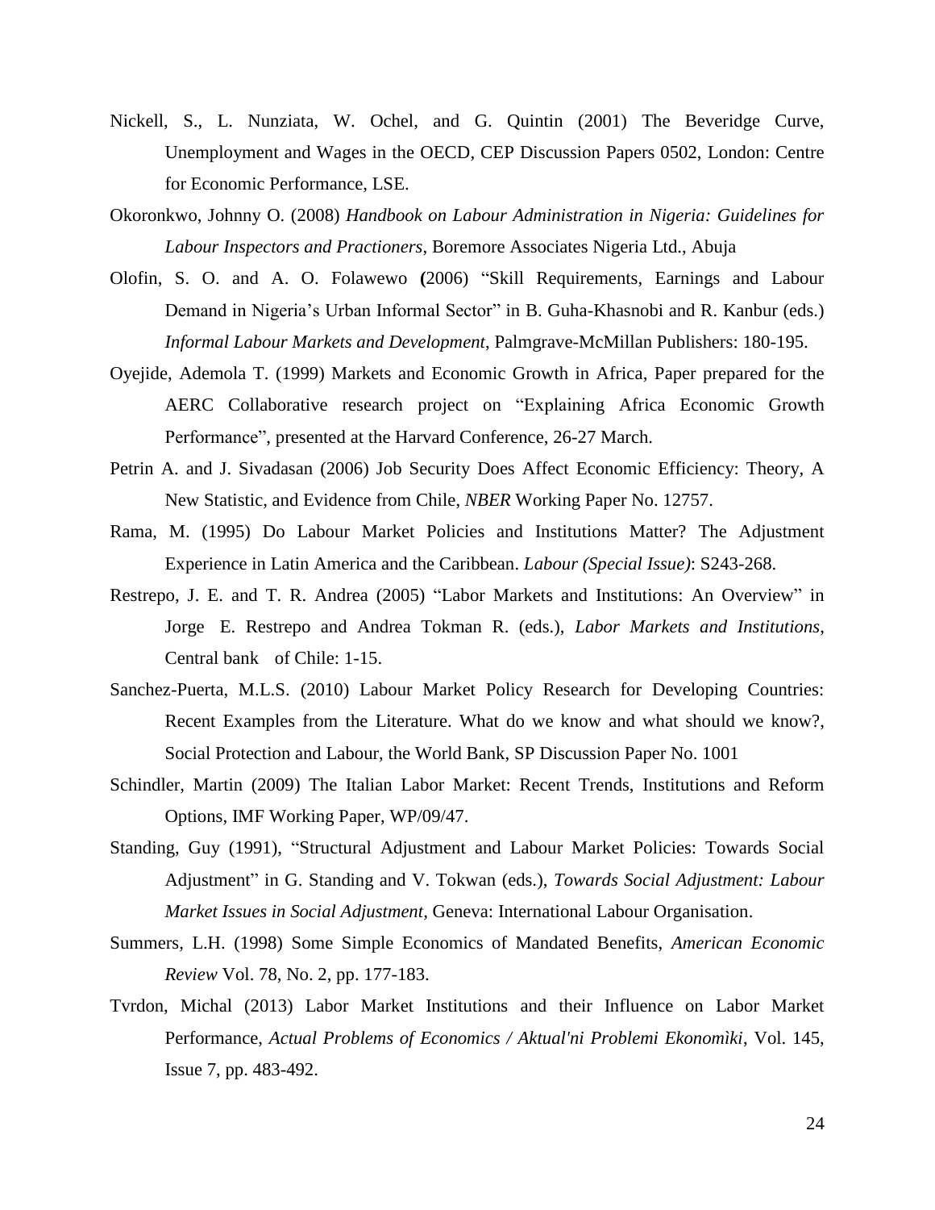Nickell, S., L. Nunziata, W. Ochel, and G. Quintin (2001) The Beveridge Curve, Unemployment and Wages in the OECD, CEP Discussion Papers 0502, London: Centre for Economic Performance, LSE.

Okoronkwo, Johnny O. (2008) *Handbook on Labour Administration in Nigeria: Guidelines for Labour Inspectors and Practioners*, Boremore Associates Nigeria Ltd., Abuja

Olofin, S. O. and A. O. Folawewo **(**2006) "Skill Requirements, Earnings and Labour Demand in Nigeria's Urban Informal Sector" in B. Guha-Khasnobi and R. Kanbur (eds.) *Informal Labour Markets and Development*, Palmgrave-McMillan Publishers: 180-195.

Oyejide, Ademola T. (1999) Markets and Economic Growth in Africa, Paper prepared for the AERC Collaborative research project on "Explaining Africa Economic Growth Performance", presented at the Harvard Conference, 26-27 March.

Petrin A. and J. Sivadasan (2006) Job Security Does Affect Economic Efficiency: Theory, A New Statistic, and Evidence from Chile, *NBER* Working Paper No. 12757.

Rama, M. (1995) Do Labour Market Policies and Institutions Matter? The Adjustment Experience in Latin America and the Caribbean. *Labour (Special Issue)*: S243-268.

Restrepo, J. E. and T. R. Andrea (2005) "Labor Markets and Institutions: An Overview" in Jorge E. Restrepo and Andrea Tokman R. (eds.), *Labor Markets and Institutions*, Central bank of Chile: 1-15.

Sanchez-Puerta, M.L.S. (2010) Labour Market Policy Research for Developing Countries: Recent Examples from the Literature. What do we know and what should we know?, Social Protection and Labour, the World Bank, SP Discussion Paper No. 1001

Schindler, Martin (2009) The Italian Labor Market: Recent Trends, Institutions and Reform Options, IMF Working Paper, WP/09/47.

Standing, Guy (1991), "Structural Adjustment and Labour Market Policies: Towards Social Adjustment" in G. Standing and V. Tokwan (eds.), *Towards Social Adjustment: Labour Market Issues in Social Adjustment*, Geneva: International Labour Organisation.

Summers, L.H. (1998) Some Simple Economics of Mandated Benefits, *American Economic Review* Vol. 78, No. 2, pp. 177-183.

Tvrdon, Michal (2013) Labor Market Institutions and their Influence on Labor Market Performance, *Actual Problems of Economics / Aktual'ni Problemi Ekonomìki*, Vol. 145, Issue 7, pp. 483-492.